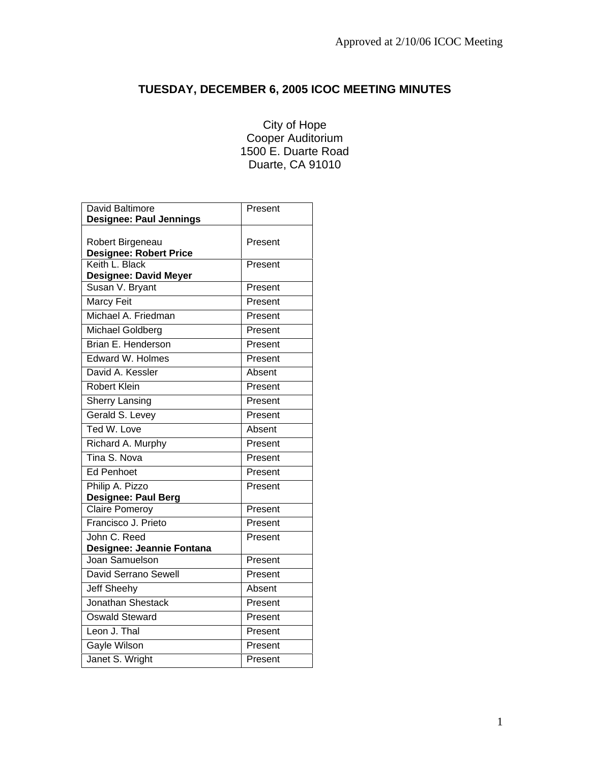Approved at 2/10/06 ICOC Meeting

# TUESDAY, DECEMBER 6, 2005 ICOC MEETING MINUTES

City of Hope
Cooper Auditorium
1500 E. Duarte Road
Duarte, CA 91010

| Member | Attendance |
|---|---|
| David Baltimore<br>**Designee: Paul Jennings** | Present |
| Robert Birgeneau<br>**Designee: Robert Price** | Present |
| Keith L. Black<br>**Designee: David Meyer** | Present |
| Susan V. Bryant | Present |
| Marcy Feit | Present |
| Michael A. Friedman | Present |
| Michael Goldberg | Present |
| Brian E. Henderson | Present |
| Edward W. Holmes | Present |
| David A. Kessler | Absent |
| Robert Klein | Present |
| Sherry Lansing | Present |
| Gerald S. Levey | Present |
| Ted W. Love | Absent |
| Richard A. Murphy | Present |
| Tina S. Nova | Present |
| Ed Penhoet | Present |
| Philip A. Pizzo<br>**Designee: Paul Berg** | Present |
| Claire Pomeroy | Present |
| Francisco J. Prieto | Present |
| John C. Reed<br>**Designee: Jeannie Fontana** | Present |
| Joan Samuelson | Present |
| David Serrano Sewell | Present |
| Jeff Sheehy | Absent |
| Jonathan Shestack | Present |
| Oswald Steward | Present |
| Leon J. Thal | Present |
| Gayle Wilson | Present |
| Janet S. Wright | Present |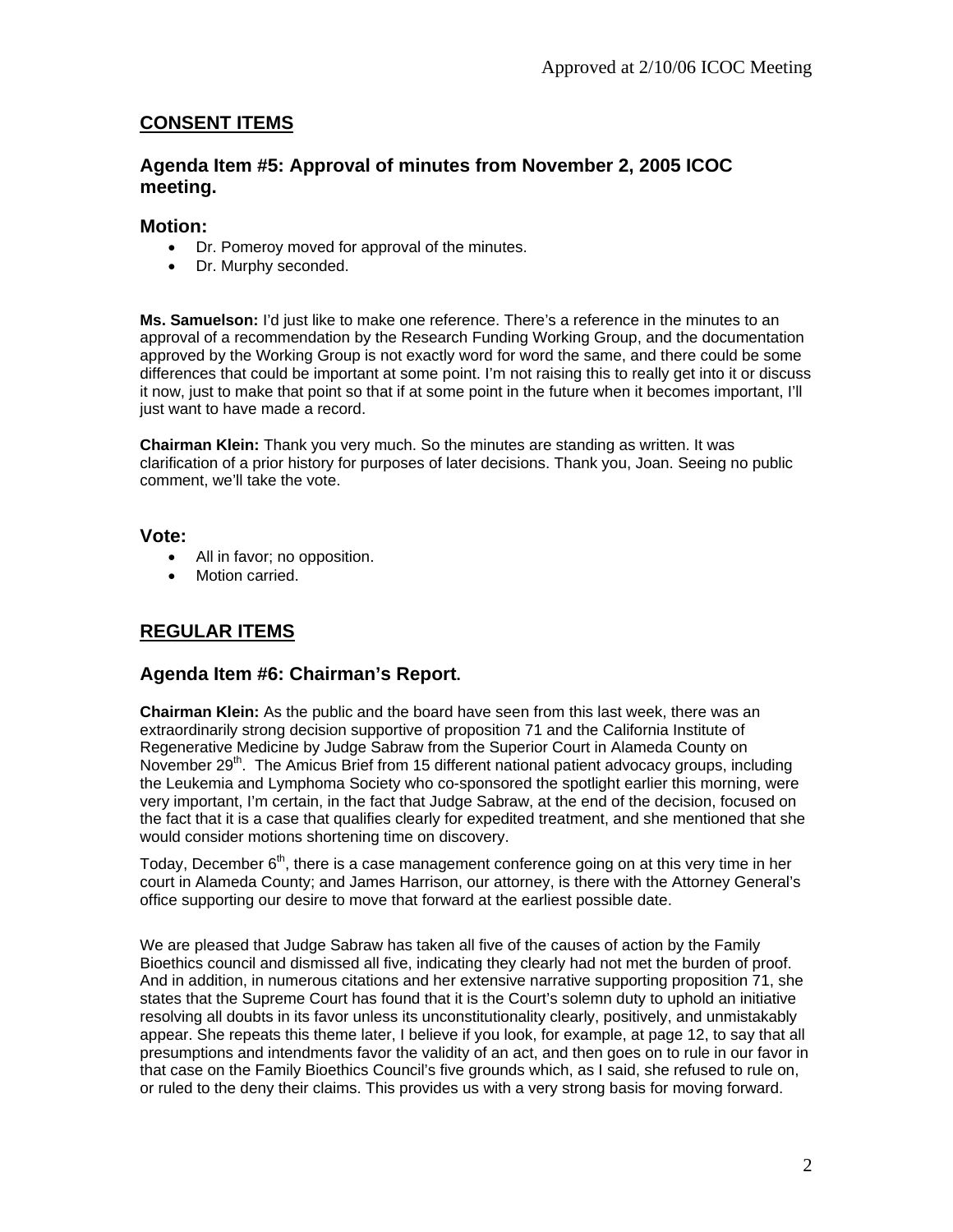Approved at 2/10/06 ICOC Meeting

## CONSENT ITEMS

### Agenda Item #5: Approval of minutes from November 2, 2005 ICOC meeting.

### Motion:

- Dr. Pomeroy moved for approval of the minutes.
- Dr. Murphy seconded.

**Ms. Samuelson:** I'd just like to make one reference. There's a reference in the minutes to an approval of a recommendation by the Research Funding Working Group, and the documentation approved by the Working Group is not exactly word for word the same, and there could be some differences that could be important at some point. I'm not raising this to really get into it or discuss it now, just to make that point so that if at some point in the future when it becomes important, I'll just want to have made a record.

**Chairman Klein:** Thank you very much. So the minutes are standing as written. It was clarification of a prior history for purposes of later decisions. Thank you, Joan. Seeing no public comment, we'll take the vote.

### Vote:

- All in favor; no opposition.
- Motion carried.

## REGULAR ITEMS

### Agenda Item #6: Chairman's Report.

**Chairman Klein:** As the public and the board have seen from this last week, there was an extraordinarily strong decision supportive of proposition 71 and the California Institute of Regenerative Medicine by Judge Sabraw from the Superior Court in Alameda County on November 29th. The Amicus Brief from 15 different national patient advocacy groups, including the Leukemia and Lymphoma Society who co-sponsored the spotlight earlier this morning, were very important, I'm certain, in the fact that Judge Sabraw, at the end of the decision, focused on the fact that it is a case that qualifies clearly for expedited treatment, and she mentioned that she would consider motions shortening time on discovery.

Today, December 6th, there is a case management conference going on at this very time in her court in Alameda County; and James Harrison, our attorney, is there with the Attorney General's office supporting our desire to move that forward at the earliest possible date.

We are pleased that Judge Sabraw has taken all five of the causes of action by the Family Bioethics council and dismissed all five, indicating they clearly had not met the burden of proof. And in addition, in numerous citations and her extensive narrative supporting proposition 71, she states that the Supreme Court has found that it is the Court's solemn duty to uphold an initiative resolving all doubts in its favor unless its unconstitutionality clearly, positively, and unmistakably appear. She repeats this theme later, I believe if you look, for example, at page 12, to say that all presumptions and intendments favor the validity of an act, and then goes on to rule in our favor in that case on the Family Bioethics Council's five grounds which, as I said, she refused to rule on, or ruled to the deny their claims. This provides us with a very strong basis for moving forward.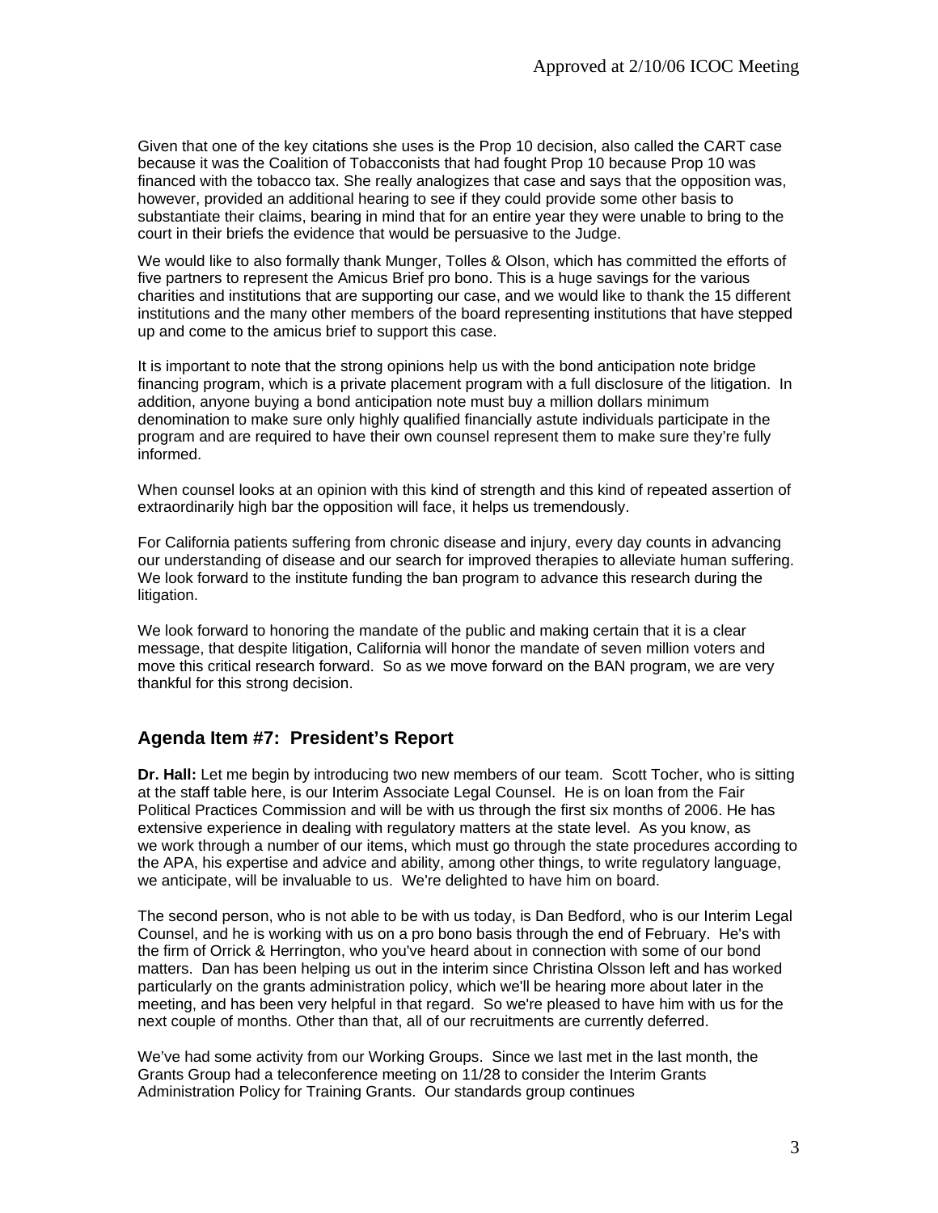Given that one of the key citations she uses is the Prop 10 decision, also called the CART case because it was the Coalition of Tobacconists that had fought Prop 10 because Prop 10 was financed with the tobacco tax. She really analogizes that case and says that the opposition was, however, provided an additional hearing to see if they could provide some other basis to substantiate their claims, bearing in mind that for an entire year they were unable to bring to the court in their briefs the evidence that would be persuasive to the Judge.

We would like to also formally thank Munger, Tolles & Olson, which has committed the efforts of five partners to represent the Amicus Brief pro bono. This is a huge savings for the various charities and institutions that are supporting our case, and we would like to thank the 15 different institutions and the many other members of the board representing institutions that have stepped up and come to the amicus brief to support this case.

It is important to note that the strong opinions help us with the bond anticipation note bridge financing program, which is a private placement program with a full disclosure of the litigation. In addition, anyone buying a bond anticipation note must buy a million dollars minimum denomination to make sure only highly qualified financially astute individuals participate in the program and are required to have their own counsel represent them to make sure they're fully informed.

When counsel looks at an opinion with this kind of strength and this kind of repeated assertion of extraordinarily high bar the opposition will face, it helps us tremendously.

For California patients suffering from chronic disease and injury, every day counts in advancing our understanding of disease and our search for improved therapies to alleviate human suffering. We look forward to the institute funding the ban program to advance this research during the litigation.

We look forward to honoring the mandate of the public and making certain that it is a clear message, that despite litigation, California will honor the mandate of seven million voters and move this critical research forward. So as we move forward on the BAN program, we are very thankful for this strong decision.

## Agenda Item #7: President's Report

**Dr. Hall:** Let me begin by introducing two new members of our team. Scott Tocher, who is sitting at the staff table here, is our Interim Associate Legal Counsel. He is on loan from the Fair Political Practices Commission and will be with us through the first six months of 2006. He has extensive experience in dealing with regulatory matters at the state level. As you know, as we work through a number of our items, which must go through the state procedures according to the APA, his expertise and advice and ability, among other things, to write regulatory language, we anticipate, will be invaluable to us. We're delighted to have him on board.

The second person, who is not able to be with us today, is Dan Bedford, who is our Interim Legal Counsel, and he is working with us on a pro bono basis through the end of February. He's with the firm of Orrick & Herrington, who you've heard about in connection with some of our bond matters. Dan has been helping us out in the interim since Christina Olsson left and has worked particularly on the grants administration policy, which we'll be hearing more about later in the meeting, and has been very helpful in that regard. So we're pleased to have him with us for the next couple of months. Other than that, all of our recruitments are currently deferred.

We've had some activity from our Working Groups. Since we last met in the last month, the Grants Group had a teleconference meeting on 11/28 to consider the Interim Grants Administration Policy for Training Grants. Our standards group continues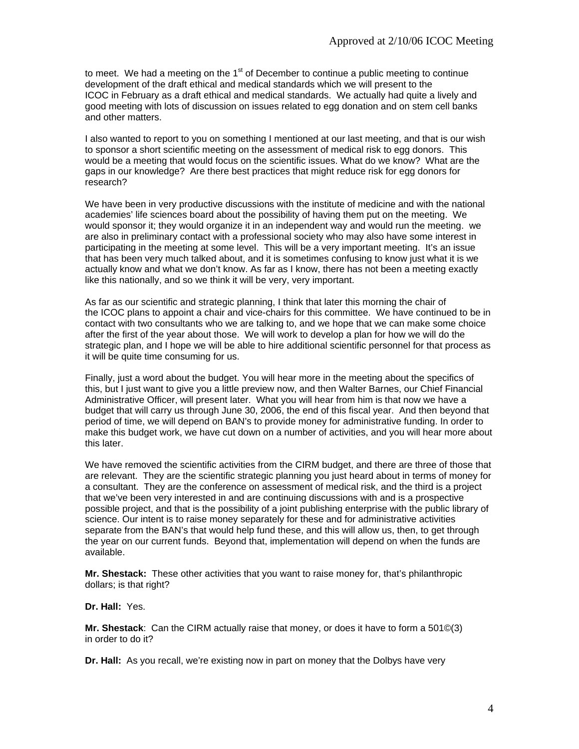to meet. We had a meeting on the 1st of December to continue a public meeting to continue development of the draft ethical and medical standards which we will present to the ICOC in February as a draft ethical and medical standards. We actually had quite a lively and good meeting with lots of discussion on issues related to egg donation and on stem cell banks and other matters.

I also wanted to report to you on something I mentioned at our last meeting, and that is our wish to sponsor a short scientific meeting on the assessment of medical risk to egg donors. This would be a meeting that would focus on the scientific issues. What do we know? What are the gaps in our knowledge? Are there best practices that might reduce risk for egg donors for research?

We have been in very productive discussions with the institute of medicine and with the national academies' life sciences board about the possibility of having them put on the meeting. We would sponsor it; they would organize it in an independent way and would run the meeting. we are also in preliminary contact with a professional society who may also have some interest in participating in the meeting at some level. This will be a very important meeting. It's an issue that has been very much talked about, and it is sometimes confusing to know just what it is we actually know and what we don't know. As far as I know, there has not been a meeting exactly like this nationally, and so we think it will be very, very important.

As far as our scientific and strategic planning, I think that later this morning the chair of the ICOC plans to appoint a chair and vice-chairs for this committee. We have continued to be in contact with two consultants who we are talking to, and we hope that we can make some choice after the first of the year about those. We will work to develop a plan for how we will do the strategic plan, and I hope we will be able to hire additional scientific personnel for that process as it will be quite time consuming for us.

Finally, just a word about the budget. You will hear more in the meeting about the specifics of this, but I just want to give you a little preview now, and then Walter Barnes, our Chief Financial Administrative Officer, will present later. What you will hear from him is that now we have a budget that will carry us through June 30, 2006, the end of this fiscal year. And then beyond that period of time, we will depend on BAN's to provide money for administrative funding. In order to make this budget work, we have cut down on a number of activities, and you will hear more about this later.

We have removed the scientific activities from the CIRM budget, and there are three of those that are relevant. They are the scientific strategic planning you just heard about in terms of money for a consultant. They are the conference on assessment of medical risk, and the third is a project that we've been very interested in and are continuing discussions with and is a prospective possible project, and that is the possibility of a joint publishing enterprise with the public library of science. Our intent is to raise money separately for these and for administrative activities separate from the BAN's that would help fund these, and this will allow us, then, to get through the year on our current funds. Beyond that, implementation will depend on when the funds are available.

**Mr. Shestack:** These other activities that you want to raise money for, that's philanthropic dollars; is that right?

**Dr. Hall:** Yes.

**Mr. Shestack**: Can the CIRM actually raise that money, or does it have to form a 501©(3) in order to do it?

**Dr. Hall:** As you recall, we're existing now in part on money that the Dolbys have very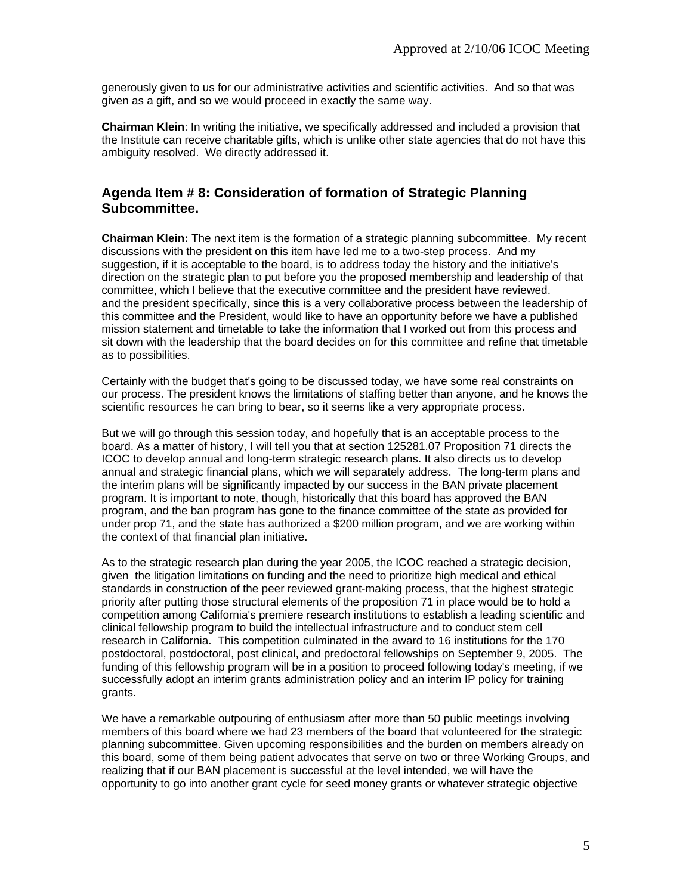generously given to us for our administrative activities and scientific activities. And so that was given as a gift, and so we would proceed in exactly the same way.

**Chairman Klein**: In writing the initiative, we specifically addressed and included a provision that the Institute can receive charitable gifts, which is unlike other state agencies that do not have this ambiguity resolved. We directly addressed it.

## Agenda Item # 8: Consideration of formation of Strategic Planning Subcommittee.

**Chairman Klein:** The next item is the formation of a strategic planning subcommittee. My recent discussions with the president on this item have led me to a two-step process. And my suggestion, if it is acceptable to the board, is to address today the history and the initiative's direction on the strategic plan to put before you the proposed membership and leadership of that committee, which I believe that the executive committee and the president have reviewed. and the president specifically, since this is a very collaborative process between the leadership of this committee and the President, would like to have an opportunity before we have a published mission statement and timetable to take the information that I worked out from this process and sit down with the leadership that the board decides on for this committee and refine that timetable as to possibilities.

Certainly with the budget that's going to be discussed today, we have some real constraints on our process. The president knows the limitations of staffing better than anyone, and he knows the scientific resources he can bring to bear, so it seems like a very appropriate process.

But we will go through this session today, and hopefully that is an acceptable process to the board. As a matter of history, I will tell you that at section 125281.07 Proposition 71 directs the ICOC to develop annual and long-term strategic research plans. It also directs us to develop annual and strategic financial plans, which we will separately address. The long-term plans and the interim plans will be significantly impacted by our success in the BAN private placement program. It is important to note, though, historically that this board has approved the BAN program, and the ban program has gone to the finance committee of the state as provided for under prop 71, and the state has authorized a $200 million program, and we are working within the context of that financial plan initiative.

As to the strategic research plan during the year 2005, the ICOC reached a strategic decision, given the litigation limitations on funding and the need to prioritize high medical and ethical standards in construction of the peer reviewed grant-making process, that the highest strategic priority after putting those structural elements of the proposition 71 in place would be to hold a competition among California's premiere research institutions to establish a leading scientific and clinical fellowship program to build the intellectual infrastructure and to conduct stem cell research in California. This competition culminated in the award to 16 institutions for the 170 postdoctoral, postdoctoral, post clinical, and predoctoral fellowships on September 9, 2005. The funding of this fellowship program will be in a position to proceed following today's meeting, if we successfully adopt an interim grants administration policy and an interim IP policy for training grants.

We have a remarkable outpouring of enthusiasm after more than 50 public meetings involving members of this board where we had 23 members of the board that volunteered for the strategic planning subcommittee. Given upcoming responsibilities and the burden on members already on this board, some of them being patient advocates that serve on two or three Working Groups, and realizing that if our BAN placement is successful at the level intended, we will have the opportunity to go into another grant cycle for seed money grants or whatever strategic objective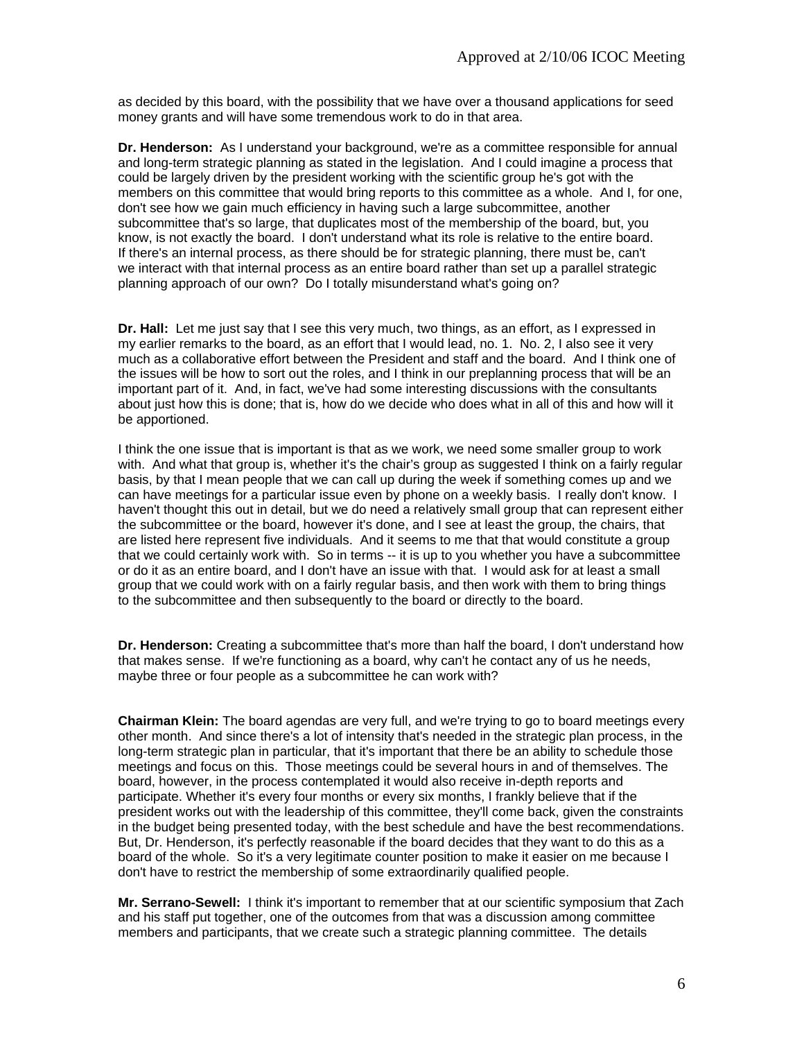as decided by this board, with the possibility that we have over a thousand applications for seed money grants and will have some tremendous work to do in that area.

**Dr. Henderson:** As I understand your background, we're as a committee responsible for annual and long-term strategic planning as stated in the legislation. And I could imagine a process that could be largely driven by the president working with the scientific group he's got with the members on this committee that would bring reports to this committee as a whole. And I, for one, don't see how we gain much efficiency in having such a large subcommittee, another subcommittee that's so large, that duplicates most of the membership of the board, but, you know, is not exactly the board. I don't understand what its role is relative to the entire board. If there's an internal process, as there should be for strategic planning, there must be, can't we interact with that internal process as an entire board rather than set up a parallel strategic planning approach of our own? Do I totally misunderstand what's going on?

**Dr. Hall:** Let me just say that I see this very much, two things, as an effort, as I expressed in my earlier remarks to the board, as an effort that I would lead, no. 1. No. 2, I also see it very much as a collaborative effort between the President and staff and the board. And I think one of the issues will be how to sort out the roles, and I think in our preplanning process that will be an important part of it. And, in fact, we've had some interesting discussions with the consultants about just how this is done; that is, how do we decide who does what in all of this and how will it be apportioned.

I think the one issue that is important is that as we work, we need some smaller group to work with. And what that group is, whether it's the chair's group as suggested I think on a fairly regular basis, by that I mean people that we can call up during the week if something comes up and we can have meetings for a particular issue even by phone on a weekly basis. I really don't know. I haven't thought this out in detail, but we do need a relatively small group that can represent either the subcommittee or the board, however it's done, and I see at least the group, the chairs, that are listed here represent five individuals. And it seems to me that that would constitute a group that we could certainly work with. So in terms -- it is up to you whether you have a subcommittee or do it as an entire board, and I don't have an issue with that. I would ask for at least a small group that we could work with on a fairly regular basis, and then work with them to bring things to the subcommittee and then subsequently to the board or directly to the board.

**Dr. Henderson:** Creating a subcommittee that's more than half the board, I don't understand how that makes sense. If we're functioning as a board, why can't he contact any of us he needs, maybe three or four people as a subcommittee he can work with?

**Chairman Klein:** The board agendas are very full, and we're trying to go to board meetings every other month. And since there's a lot of intensity that's needed in the strategic plan process, in the long-term strategic plan in particular, that it's important that there be an ability to schedule those meetings and focus on this. Those meetings could be several hours in and of themselves. The board, however, in the process contemplated it would also receive in-depth reports and participate. Whether it's every four months or every six months, I frankly believe that if the president works out with the leadership of this committee, they'll come back, given the constraints in the budget being presented today, with the best schedule and have the best recommendations. But, Dr. Henderson, it's perfectly reasonable if the board decides that they want to do this as a board of the whole. So it's a very legitimate counter position to make it easier on me because I don't have to restrict the membership of some extraordinarily qualified people.

**Mr. Serrano-Sewell:** I think it's important to remember that at our scientific symposium that Zach and his staff put together, one of the outcomes from that was a discussion among committee members and participants, that we create such a strategic planning committee. The details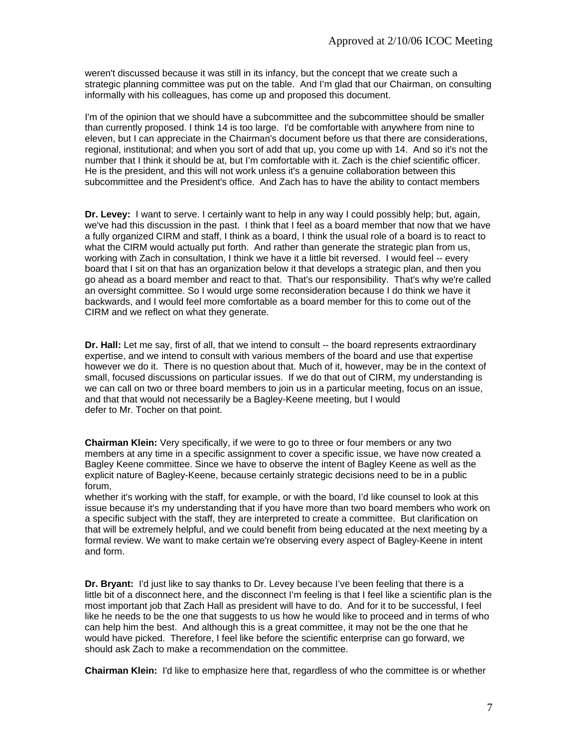weren't discussed because it was still in its infancy, but the concept that we create such a strategic planning committee was put on the table. And I'm glad that our Chairman, on consulting informally with his colleagues, has come up and proposed this document.

I'm of the opinion that we should have a subcommittee and the subcommittee should be smaller than currently proposed. I think 14 is too large. I'd be comfortable with anywhere from nine to eleven, but I can appreciate in the Chairman's document before us that there are considerations, regional, institutional; and when you sort of add that up, you come up with 14. And so it's not the number that I think it should be at, but I'm comfortable with it. Zach is the chief scientific officer. He is the president, and this will not work unless it's a genuine collaboration between this subcommittee and the President's office. And Zach has to have the ability to contact members

**Dr. Levey:** I want to serve. I certainly want to help in any way I could possibly help; but, again, we've had this discussion in the past. I think that I feel as a board member that now that we have a fully organized CIRM and staff, I think as a board, I think the usual role of a board is to react to what the CIRM would actually put forth. And rather than generate the strategic plan from us, working with Zach in consultation, I think we have it a little bit reversed. I would feel -- every board that I sit on that has an organization below it that develops a strategic plan, and then you go ahead as a board member and react to that. That's our responsibility. That's why we're called an oversight committee. So I would urge some reconsideration because I do think we have it backwards, and I would feel more comfortable as a board member for this to come out of the CIRM and we reflect on what they generate.

**Dr. Hall:** Let me say, first of all, that we intend to consult -- the board represents extraordinary expertise, and we intend to consult with various members of the board and use that expertise however we do it. There is no question about that. Much of it, however, may be in the context of small, focused discussions on particular issues. If we do that out of CIRM, my understanding is we can call on two or three board members to join us in a particular meeting, focus on an issue, and that that would not necessarily be a Bagley-Keene meeting, but I would defer to Mr. Tocher on that point.

**Chairman Klein:** Very specifically, if we were to go to three or four members or any two members at any time in a specific assignment to cover a specific issue, we have now created a Bagley Keene committee. Since we have to observe the intent of Bagley Keene as well as the explicit nature of Bagley-Keene, because certainly strategic decisions need to be in a public forum,
whether it's working with the staff, for example, or with the board, I'd like counsel to look at this issue because it's my understanding that if you have more than two board members who work on a specific subject with the staff, they are interpreted to create a committee. But clarification on that will be extremely helpful, and we could benefit from being educated at the next meeting by a formal review. We want to make certain we're observing every aspect of Bagley-Keene in intent and form.

**Dr. Bryant:** I'd just like to say thanks to Dr. Levey because I've been feeling that there is a little bit of a disconnect here, and the disconnect I'm feeling is that I feel like a scientific plan is the most important job that Zach Hall as president will have to do. And for it to be successful, I feel like he needs to be the one that suggests to us how he would like to proceed and in terms of who can help him the best. And although this is a great committee, it may not be the one that he would have picked. Therefore, I feel like before the scientific enterprise can go forward, we should ask Zach to make a recommendation on the committee.

**Chairman Klein:** I'd like to emphasize here that, regardless of who the committee is or whether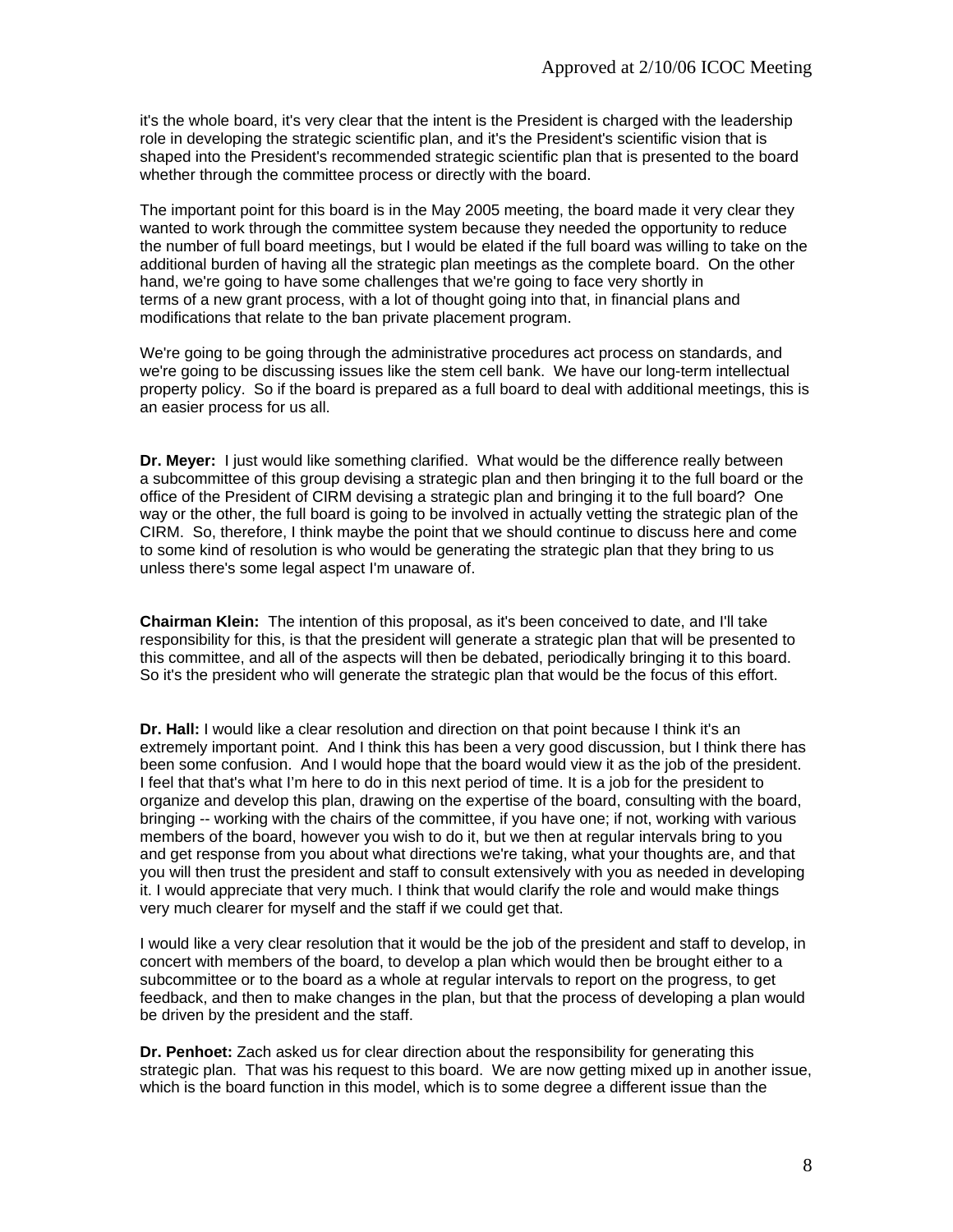it's the whole board, it's very clear that the intent is the President is charged with the leadership role in developing the strategic scientific plan, and it's the President's scientific vision that is shaped into the President's recommended strategic scientific plan that is presented to the board whether through the committee process or directly with the board.

The important point for this board is in the May 2005 meeting, the board made it very clear they wanted to work through the committee system because they needed the opportunity to reduce the number of full board meetings, but I would be elated if the full board was willing to take on the additional burden of having all the strategic plan meetings as the complete board. On the other hand, we're going to have some challenges that we're going to face very shortly in terms of a new grant process, with a lot of thought going into that, in financial plans and modifications that relate to the ban private placement program.

We're going to be going through the administrative procedures act process on standards, and we're going to be discussing issues like the stem cell bank. We have our long-term intellectual property policy. So if the board is prepared as a full board to deal with additional meetings, this is an easier process for us all.

**Dr. Meyer:** I just would like something clarified. What would be the difference really between a subcommittee of this group devising a strategic plan and then bringing it to the full board or the office of the President of CIRM devising a strategic plan and bringing it to the full board? One way or the other, the full board is going to be involved in actually vetting the strategic plan of the CIRM. So, therefore, I think maybe the point that we should continue to discuss here and come to some kind of resolution is who would be generating the strategic plan that they bring to us unless there's some legal aspect I'm unaware of.

**Chairman Klein:** The intention of this proposal, as it's been conceived to date, and I'll take responsibility for this, is that the president will generate a strategic plan that will be presented to this committee, and all of the aspects will then be debated, periodically bringing it to this board. So it's the president who will generate the strategic plan that would be the focus of this effort.

**Dr. Hall:** I would like a clear resolution and direction on that point because I think it's an extremely important point. And I think this has been a very good discussion, but I think there has been some confusion. And I would hope that the board would view it as the job of the president. I feel that that's what I'm here to do in this next period of time. It is a job for the president to organize and develop this plan, drawing on the expertise of the board, consulting with the board, bringing -- working with the chairs of the committee, if you have one; if not, working with various members of the board, however you wish to do it, but we then at regular intervals bring to you and get response from you about what directions we're taking, what your thoughts are, and that you will then trust the president and staff to consult extensively with you as needed in developing it. I would appreciate that very much. I think that would clarify the role and would make things very much clearer for myself and the staff if we could get that.

I would like a very clear resolution that it would be the job of the president and staff to develop, in concert with members of the board, to develop a plan which would then be brought either to a subcommittee or to the board as a whole at regular intervals to report on the progress, to get feedback, and then to make changes in the plan, but that the process of developing a plan would be driven by the president and the staff.

**Dr. Penhoet:** Zach asked us for clear direction about the responsibility for generating this strategic plan. That was his request to this board. We are now getting mixed up in another issue, which is the board function in this model, which is to some degree a different issue than the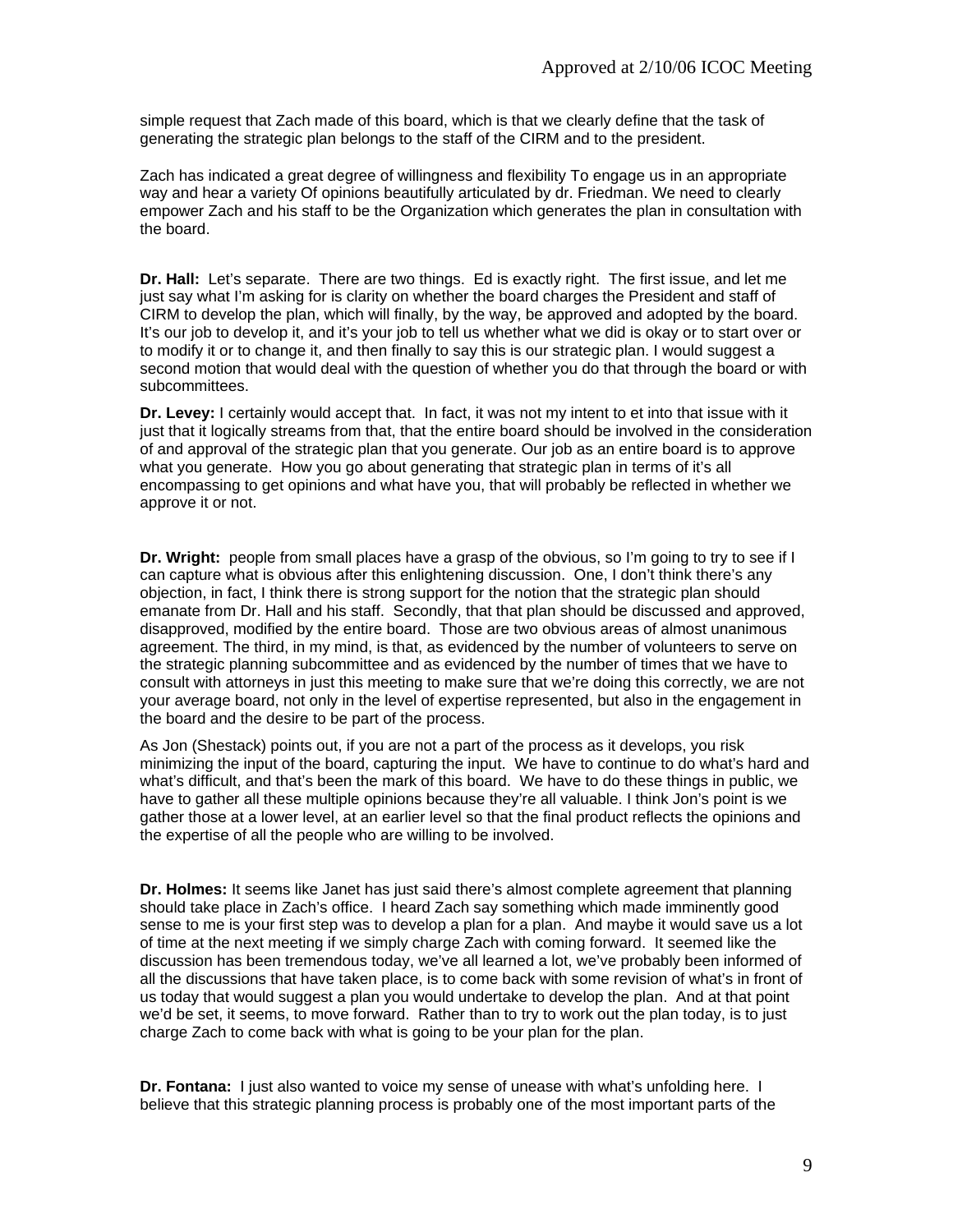simple request that Zach made of this board, which is that we clearly define that the task of generating the strategic plan belongs to the staff of the CIRM and to the president.

Zach has indicated a great degree of willingness and flexibility To engage us in an appropriate way and hear a variety Of opinions beautifully articulated by dr. Friedman. We need to clearly empower Zach and his staff to be the Organization which generates the plan in consultation with the board.

**Dr. Hall:** Let's separate. There are two things. Ed is exactly right. The first issue, and let me just say what I'm asking for is clarity on whether the board charges the President and staff of CIRM to develop the plan, which will finally, by the way, be approved and adopted by the board. It's our job to develop it, and it's your job to tell us whether what we did is okay or to start over or to modify it or to change it, and then finally to say this is our strategic plan. I would suggest a second motion that would deal with the question of whether you do that through the board or with subcommittees.

**Dr. Levey:** I certainly would accept that. In fact, it was not my intent to et into that issue with it just that it logically streams from that, that the entire board should be involved in the consideration of and approval of the strategic plan that you generate. Our job as an entire board is to approve what you generate. How you go about generating that strategic plan in terms of it's all encompassing to get opinions and what have you, that will probably be reflected in whether we approve it or not.

**Dr. Wright:** people from small places have a grasp of the obvious, so I'm going to try to see if I can capture what is obvious after this enlightening discussion. One, I don't think there's any objection, in fact, I think there is strong support for the notion that the strategic plan should emanate from Dr. Hall and his staff. Secondly, that that plan should be discussed and approved, disapproved, modified by the entire board. Those are two obvious areas of almost unanimous agreement. The third, in my mind, is that, as evidenced by the number of volunteers to serve on the strategic planning subcommittee and as evidenced by the number of times that we have to consult with attorneys in just this meeting to make sure that we're doing this correctly, we are not your average board, not only in the level of expertise represented, but also in the engagement in the board and the desire to be part of the process.

As Jon (Shestack) points out, if you are not a part of the process as it develops, you risk minimizing the input of the board, capturing the input. We have to continue to do what's hard and what's difficult, and that's been the mark of this board. We have to do these things in public, we have to gather all these multiple opinions because they're all valuable. I think Jon's point is we gather those at a lower level, at an earlier level so that the final product reflects the opinions and the expertise of all the people who are willing to be involved.

**Dr. Holmes:** It seems like Janet has just said there's almost complete agreement that planning should take place in Zach's office. I heard Zach say something which made imminently good sense to me is your first step was to develop a plan for a plan. And maybe it would save us a lot of time at the next meeting if we simply charge Zach with coming forward. It seemed like the discussion has been tremendous today, we've all learned a lot, we've probably been informed of all the discussions that have taken place, is to come back with some revision of what's in front of us today that would suggest a plan you would undertake to develop the plan. And at that point we'd be set, it seems, to move forward. Rather than to try to work out the plan today, is to just charge Zach to come back with what is going to be your plan for the plan.

**Dr. Fontana:** I just also wanted to voice my sense of unease with what's unfolding here. I believe that this strategic planning process is probably one of the most important parts of the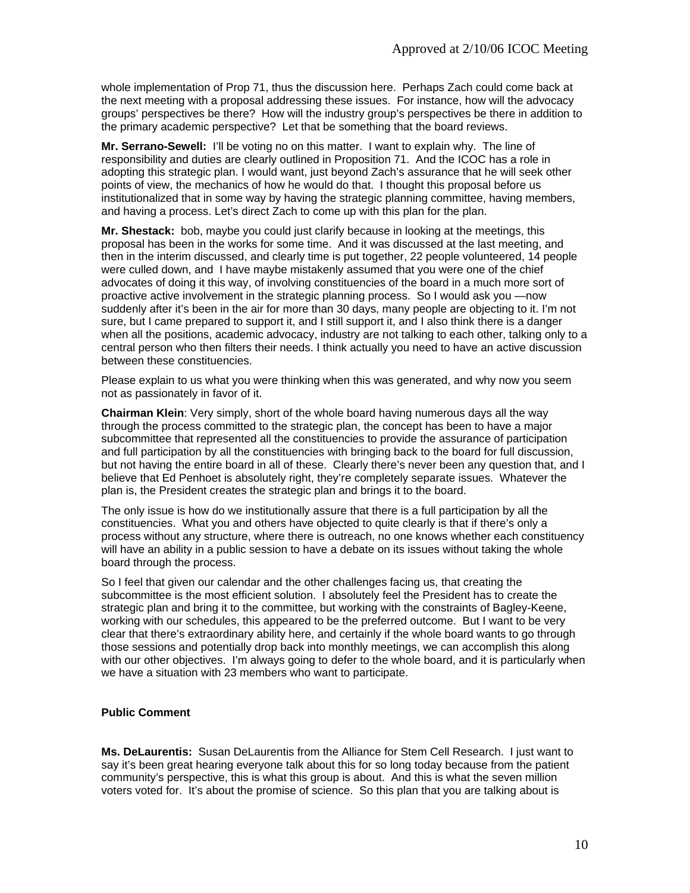whole implementation of Prop 71, thus the discussion here. Perhaps Zach could come back at the next meeting with a proposal addressing these issues. For instance, how will the advocacy groups' perspectives be there? How will the industry group's perspectives be there in addition to the primary academic perspective? Let that be something that the board reviews.

**Mr. Serrano-Sewell:** I'll be voting no on this matter. I want to explain why. The line of responsibility and duties are clearly outlined in Proposition 71. And the ICOC has a role in adopting this strategic plan. I would want, just beyond Zach's assurance that he will seek other points of view, the mechanics of how he would do that. I thought this proposal before us institutionalized that in some way by having the strategic planning committee, having members, and having a process. Let's direct Zach to come up with this plan for the plan.

**Mr. Shestack:** bob, maybe you could just clarify because in looking at the meetings, this proposal has been in the works for some time. And it was discussed at the last meeting, and then in the interim discussed, and clearly time is put together, 22 people volunteered, 14 people were culled down, and I have maybe mistakenly assumed that you were one of the chief advocates of doing it this way, of involving constituencies of the board in a much more sort of proactive active involvement in the strategic planning process. So I would ask you —now suddenly after it's been in the air for more than 30 days, many people are objecting to it. I'm not sure, but I came prepared to support it, and I still support it, and I also think there is a danger when all the positions, academic advocacy, industry are not talking to each other, talking only to a central person who then filters their needs. I think actually you need to have an active discussion between these constituencies.

Please explain to us what you were thinking when this was generated, and why now you seem not as passionately in favor of it.

**Chairman Klein**: Very simply, short of the whole board having numerous days all the way through the process committed to the strategic plan, the concept has been to have a major subcommittee that represented all the constituencies to provide the assurance of participation and full participation by all the constituencies with bringing back to the board for full discussion, but not having the entire board in all of these. Clearly there's never been any question that, and I believe that Ed Penhoet is absolutely right, they're completely separate issues. Whatever the plan is, the President creates the strategic plan and brings it to the board.

The only issue is how do we institutionally assure that there is a full participation by all the constituencies. What you and others have objected to quite clearly is that if there's only a process without any structure, where there is outreach, no one knows whether each constituency will have an ability in a public session to have a debate on its issues without taking the whole board through the process.

So I feel that given our calendar and the other challenges facing us, that creating the subcommittee is the most efficient solution. I absolutely feel the President has to create the strategic plan and bring it to the committee, but working with the constraints of Bagley-Keene, working with our schedules, this appeared to be the preferred outcome. But I want to be very clear that there's extraordinary ability here, and certainly if the whole board wants to go through those sessions and potentially drop back into monthly meetings, we can accomplish this along with our other objectives. I'm always going to defer to the whole board, and it is particularly when we have a situation with 23 members who want to participate.

**Public Comment**

**Ms. DeLaurentis:** Susan DeLaurentis from the Alliance for Stem Cell Research. I just want to say it's been great hearing everyone talk about this for so long today because from the patient community's perspective, this is what this group is about. And this is what the seven million voters voted for. It's about the promise of science. So this plan that you are talking about is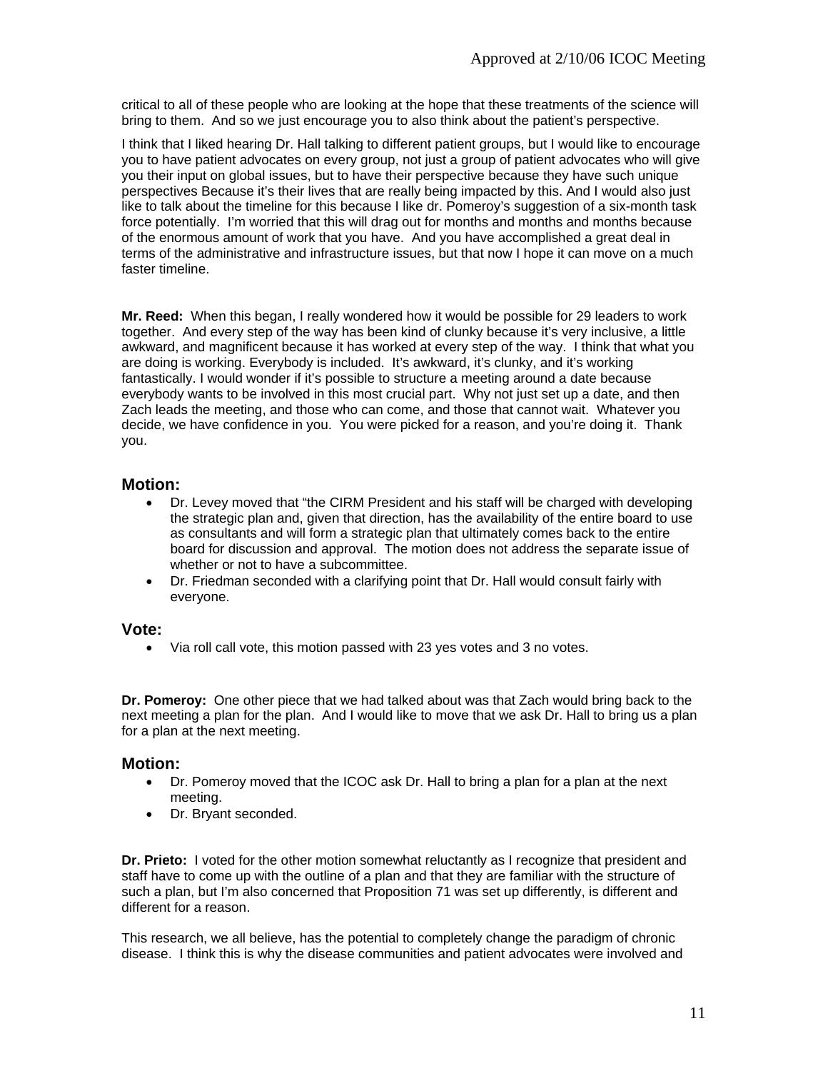critical to all of these people who are looking at the hope that these treatments of the science will bring to them. And so we just encourage you to also think about the patient's perspective.

I think that I liked hearing Dr. Hall talking to different patient groups, but I would like to encourage you to have patient advocates on every group, not just a group of patient advocates who will give you their input on global issues, but to have their perspective because they have such unique perspectives Because it's their lives that are really being impacted by this. And I would also just like to talk about the timeline for this because I like dr. Pomeroy's suggestion of a six-month task force potentially. I'm worried that this will drag out for months and months and months because of the enormous amount of work that you have. And you have accomplished a great deal in terms of the administrative and infrastructure issues, but that now I hope it can move on a much faster timeline.

**Mr. Reed:** When this began, I really wondered how it would be possible for 29 leaders to work together. And every step of the way has been kind of clunky because it's very inclusive, a little awkward, and magnificent because it has worked at every step of the way. I think that what you are doing is working. Everybody is included. It's awkward, it's clunky, and it's working fantastically. I would wonder if it's possible to structure a meeting around a date because everybody wants to be involved in this most crucial part. Why not just set up a date, and then Zach leads the meeting, and those who can come, and those that cannot wait. Whatever you decide, we have confidence in you. You were picked for a reason, and you're doing it. Thank you.

## Motion:

- Dr. Levey moved that "the CIRM President and his staff will be charged with developing the strategic plan and, given that direction, has the availability of the entire board to use as consultants and will form a strategic plan that ultimately comes back to the entire board for discussion and approval. The motion does not address the separate issue of whether or not to have a subcommittee.
- Dr. Friedman seconded with a clarifying point that Dr. Hall would consult fairly with everyone.

## Vote:

- Via roll call vote, this motion passed with 23 yes votes and 3 no votes.

**Dr. Pomeroy:** One other piece that we had talked about was that Zach would bring back to the next meeting a plan for the plan. And I would like to move that we ask Dr. Hall to bring us a plan for a plan at the next meeting.

## Motion:

- Dr. Pomeroy moved that the ICOC ask Dr. Hall to bring a plan for a plan at the next meeting.
- Dr. Bryant seconded.

**Dr. Prieto:** I voted for the other motion somewhat reluctantly as I recognize that president and staff have to come up with the outline of a plan and that they are familiar with the structure of such a plan, but I'm also concerned that Proposition 71 was set up differently, is different and different for a reason.

This research, we all believe, has the potential to completely change the paradigm of chronic disease. I think this is why the disease communities and patient advocates were involved and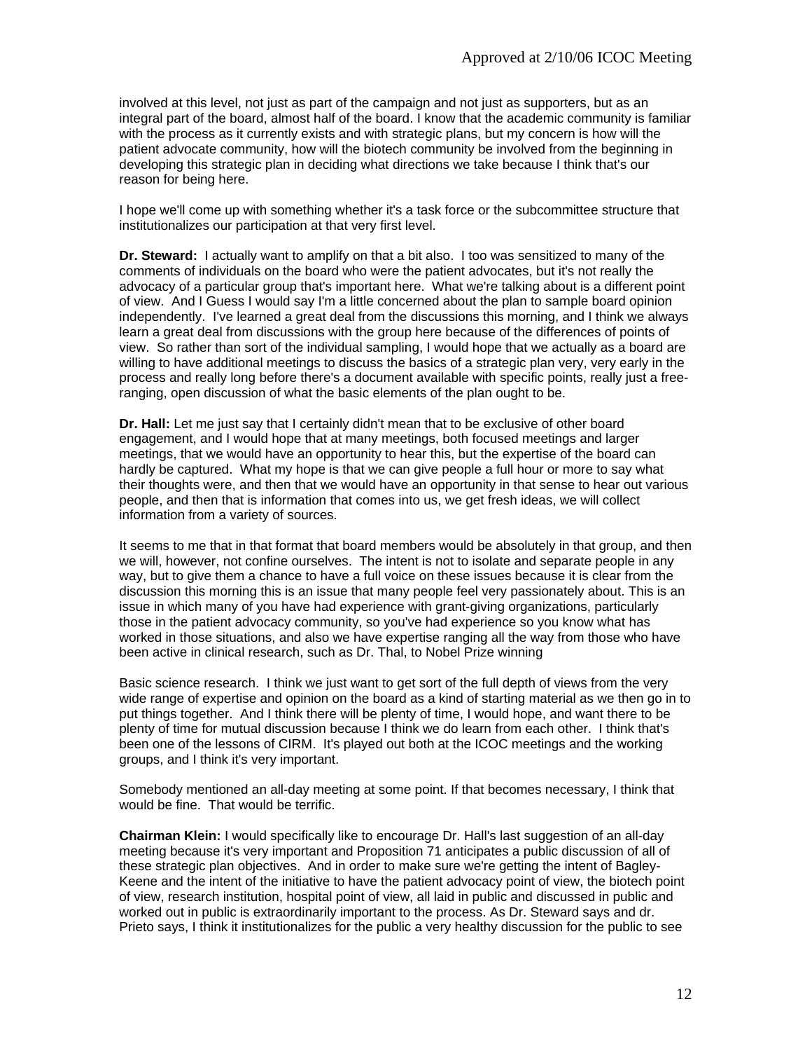involved at this level, not just as part of the campaign and not just as supporters, but as an integral part of the board, almost half of the board. I know that the academic community is familiar with the process as it currently exists and with strategic plans, but my concern is how will the patient advocate community, how will the biotech community be involved from the beginning in developing this strategic plan in deciding what directions we take because I think that's our reason for being here.

I hope we'll come up with something whether it's a task force or the subcommittee structure that institutionalizes our participation at that very first level.

**Dr. Steward:** I actually want to amplify on that a bit also. I too was sensitized to many of the comments of individuals on the board who were the patient advocates, but it's not really the advocacy of a particular group that's important here. What we're talking about is a different point of view. And I Guess I would say I'm a little concerned about the plan to sample board opinion independently. I've learned a great deal from the discussions this morning, and I think we always learn a great deal from discussions with the group here because of the differences of points of view. So rather than sort of the individual sampling, I would hope that we actually as a board are willing to have additional meetings to discuss the basics of a strategic plan very, very early in the process and really long before there's a document available with specific points, really just a free-ranging, open discussion of what the basic elements of the plan ought to be.

**Dr. Hall:** Let me just say that I certainly didn't mean that to be exclusive of other board engagement, and I would hope that at many meetings, both focused meetings and larger meetings, that we would have an opportunity to hear this, but the expertise of the board can hardly be captured. What my hope is that we can give people a full hour or more to say what their thoughts were, and then that we would have an opportunity in that sense to hear out various people, and then that is information that comes into us, we get fresh ideas, we will collect information from a variety of sources.

It seems to me that in that format that board members would be absolutely in that group, and then we will, however, not confine ourselves. The intent is not to isolate and separate people in any way, but to give them a chance to have a full voice on these issues because it is clear from the discussion this morning this is an issue that many people feel very passionately about. This is an issue in which many of you have had experience with grant-giving organizations, particularly those in the patient advocacy community, so you've had experience so you know what has worked in those situations, and also we have expertise ranging all the way from those who have been active in clinical research, such as Dr. Thal, to Nobel Prize winning

Basic science research. I think we just want to get sort of the full depth of views from the very wide range of expertise and opinion on the board as a kind of starting material as we then go in to put things together. And I think there will be plenty of time, I would hope, and want there to be plenty of time for mutual discussion because I think we do learn from each other. I think that's been one of the lessons of CIRM. It's played out both at the ICOC meetings and the working groups, and I think it's very important.

Somebody mentioned an all-day meeting at some point. If that becomes necessary, I think that would be fine. That would be terrific.

**Chairman Klein:** I would specifically like to encourage Dr. Hall's last suggestion of an all-day meeting because it's very important and Proposition 71 anticipates a public discussion of all of these strategic plan objectives. And in order to make sure we're getting the intent of Bagley-Keene and the intent of the initiative to have the patient advocacy point of view, the biotech point of view, research institution, hospital point of view, all laid in public and discussed in public and worked out in public is extraordinarily important to the process. As Dr. Steward says and dr. Prieto says, I think it institutionalizes for the public a very healthy discussion for the public to see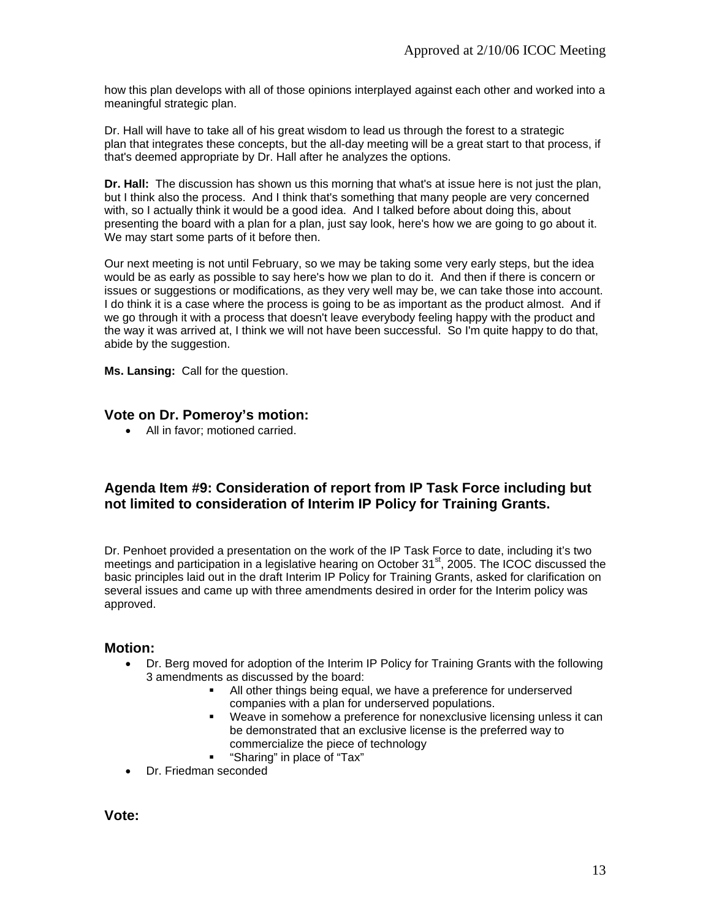how this plan develops with all of those opinions interplayed against each other and worked into a meaningful strategic plan.

Dr. Hall will have to take all of his great wisdom to lead us through the forest to a strategic plan that integrates these concepts, but the all-day meeting will be a great start to that process, if that's deemed appropriate by Dr. Hall after he analyzes the options.

**Dr. Hall:** The discussion has shown us this morning that what's at issue here is not just the plan, but I think also the process. And I think that's something that many people are very concerned with, so I actually think it would be a good idea. And I talked before about doing this, about presenting the board with a plan for a plan, just say look, here's how we are going to go about it. We may start some parts of it before then.

Our next meeting is not until February, so we may be taking some very early steps, but the idea would be as early as possible to say here's how we plan to do it. And then if there is concern or issues or suggestions or modifications, as they very well may be, we can take those into account. I do think it is a case where the process is going to be as important as the product almost. And if we go through it with a process that doesn't leave everybody feeling happy with the product and the way it was arrived at, I think we will not have been successful. So I'm quite happy to do that, abide by the suggestion.

**Ms. Lansing:** Call for the question.

## Vote on Dr. Pomeroy's motion:

- All in favor; motioned carried.

## Agenda Item #9: Consideration of report from IP Task Force including but not limited to consideration of Interim IP Policy for Training Grants.

Dr. Penhoet provided a presentation on the work of the IP Task Force to date, including it's two meetings and participation in a legislative hearing on October 31st, 2005. The ICOC discussed the basic principles laid out in the draft Interim IP Policy for Training Grants, asked for clarification on several issues and came up with three amendments desired in order for the Interim policy was approved.

## Motion:

- Dr. Berg moved for adoption of the Interim IP Policy for Training Grants with the following 3 amendments as discussed by the board:
  - All other things being equal, we have a preference for underserved companies with a plan for underserved populations.
  - Weave in somehow a preference for nonexclusive licensing unless it can be demonstrated that an exclusive license is the preferred way to commercialize the piece of technology
  - "Sharing" in place of "Tax"
- Dr. Friedman seconded

## Vote: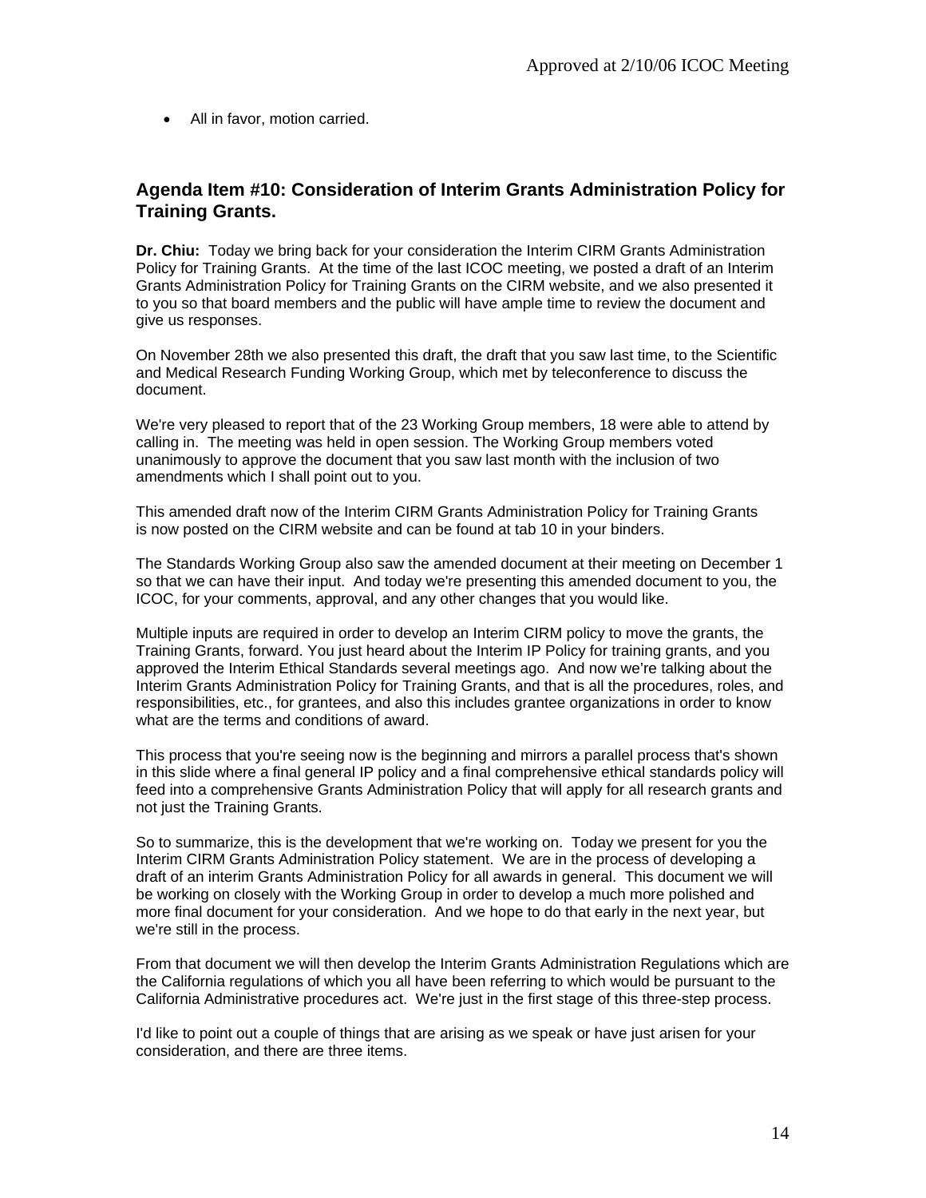- All in favor, motion carried.

## Agenda Item #10: Consideration of Interim Grants Administration Policy for Training Grants.

**Dr. Chiu:** Today we bring back for your consideration the Interim CIRM Grants Administration Policy for Training Grants. At the time of the last ICOC meeting, we posted a draft of an Interim Grants Administration Policy for Training Grants on the CIRM website, and we also presented it to you so that board members and the public will have ample time to review the document and give us responses.

On November 28th we also presented this draft, the draft that you saw last time, to the Scientific and Medical Research Funding Working Group, which met by teleconference to discuss the document.

We're very pleased to report that of the 23 Working Group members, 18 were able to attend by calling in. The meeting was held in open session. The Working Group members voted unanimously to approve the document that you saw last month with the inclusion of two amendments which I shall point out to you.

This amended draft now of the Interim CIRM Grants Administration Policy for Training Grants is now posted on the CIRM website and can be found at tab 10 in your binders.

The Standards Working Group also saw the amended document at their meeting on December 1 so that we can have their input. And today we're presenting this amended document to you, the ICOC, for your comments, approval, and any other changes that you would like.

Multiple inputs are required in order to develop an Interim CIRM policy to move the grants, the Training Grants, forward. You just heard about the Interim IP Policy for training grants, and you approved the Interim Ethical Standards several meetings ago. And now we're talking about the Interim Grants Administration Policy for Training Grants, and that is all the procedures, roles, and responsibilities, etc., for grantees, and also this includes grantee organizations in order to know what are the terms and conditions of award.

This process that you're seeing now is the beginning and mirrors a parallel process that's shown in this slide where a final general IP policy and a final comprehensive ethical standards policy will feed into a comprehensive Grants Administration Policy that will apply for all research grants and not just the Training Grants.

So to summarize, this is the development that we're working on. Today we present for you the Interim CIRM Grants Administration Policy statement. We are in the process of developing a draft of an interim Grants Administration Policy for all awards in general. This document we will be working on closely with the Working Group in order to develop a much more polished and more final document for your consideration. And we hope to do that early in the next year, but we're still in the process.

From that document we will then develop the Interim Grants Administration Regulations which are the California regulations of which you all have been referring to which would be pursuant to the California Administrative procedures act. We're just in the first stage of this three-step process.

I'd like to point out a couple of things that are arising as we speak or have just arisen for your consideration, and there are three items.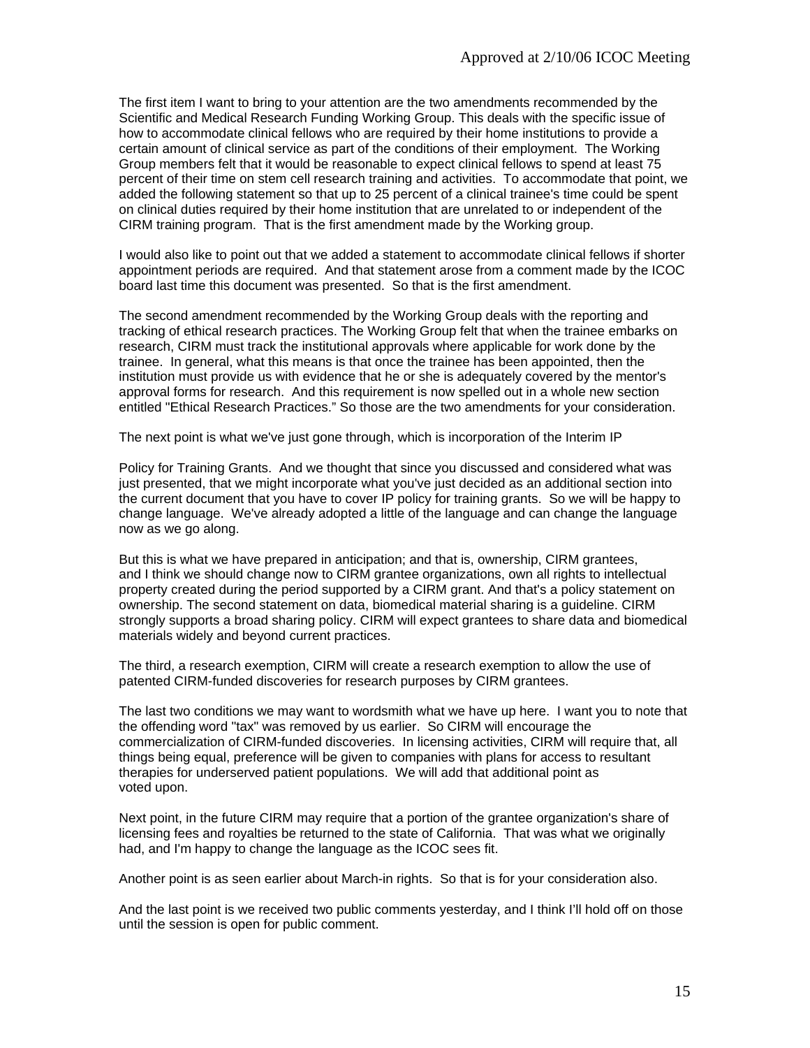The first item I want to bring to your attention are the two amendments recommended by the Scientific and Medical Research Funding Working Group. This deals with the specific issue of how to accommodate clinical fellows who are required by their home institutions to provide a certain amount of clinical service as part of the conditions of their employment. The Working Group members felt that it would be reasonable to expect clinical fellows to spend at least 75 percent of their time on stem cell research training and activities. To accommodate that point, we added the following statement so that up to 25 percent of a clinical trainee's time could be spent on clinical duties required by their home institution that are unrelated to or independent of the CIRM training program. That is the first amendment made by the Working group.

I would also like to point out that we added a statement to accommodate clinical fellows if shorter appointment periods are required. And that statement arose from a comment made by the ICOC board last time this document was presented. So that is the first amendment.

The second amendment recommended by the Working Group deals with the reporting and tracking of ethical research practices. The Working Group felt that when the trainee embarks on research, CIRM must track the institutional approvals where applicable for work done by the trainee. In general, what this means is that once the trainee has been appointed, then the institution must provide us with evidence that he or she is adequately covered by the mentor's approval forms for research. And this requirement is now spelled out in a whole new section entitled "Ethical Research Practices." So those are the two amendments for your consideration.

The next point is what we've just gone through, which is incorporation of the Interim IP

Policy for Training Grants. And we thought that since you discussed and considered what was just presented, that we might incorporate what you've just decided as an additional section into the current document that you have to cover IP policy for training grants. So we will be happy to change language. We've already adopted a little of the language and can change the language now as we go along.

But this is what we have prepared in anticipation; and that is, ownership, CIRM grantees, and I think we should change now to CIRM grantee organizations, own all rights to intellectual property created during the period supported by a CIRM grant. And that's a policy statement on ownership. The second statement on data, biomedical material sharing is a guideline. CIRM strongly supports a broad sharing policy. CIRM will expect grantees to share data and biomedical materials widely and beyond current practices.

The third, a research exemption, CIRM will create a research exemption to allow the use of patented CIRM-funded discoveries for research purposes by CIRM grantees.

The last two conditions we may want to wordsmith what we have up here. I want you to note that the offending word "tax" was removed by us earlier. So CIRM will encourage the commercialization of CIRM-funded discoveries. In licensing activities, CIRM will require that, all things being equal, preference will be given to companies with plans for access to resultant therapies for underserved patient populations. We will add that additional point as voted upon.

Next point, in the future CIRM may require that a portion of the grantee organization's share of licensing fees and royalties be returned to the state of California. That was what we originally had, and I'm happy to change the language as the ICOC sees fit.

Another point is as seen earlier about March-in rights. So that is for your consideration also.

And the last point is we received two public comments yesterday, and I think I'll hold off on those until the session is open for public comment.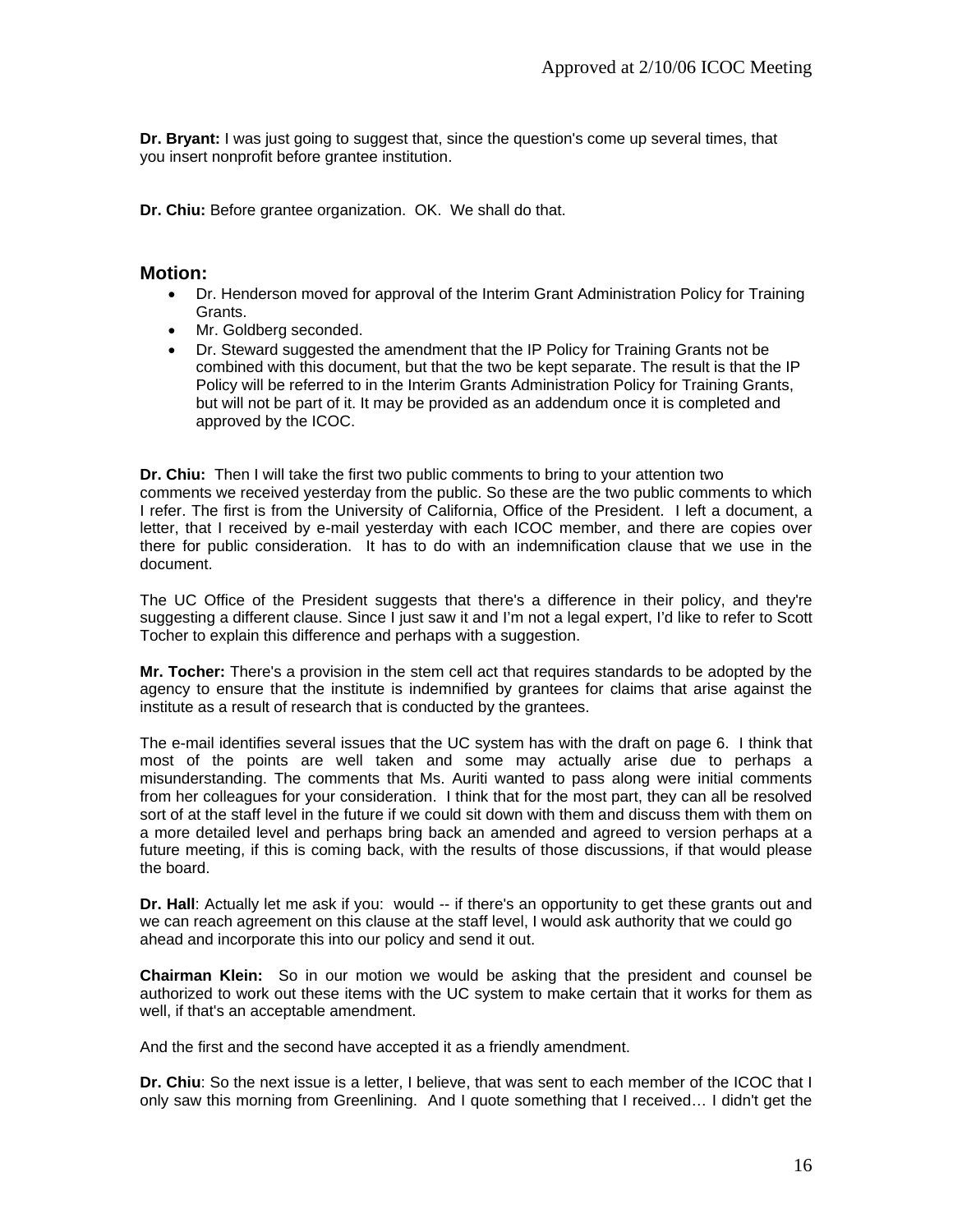**Dr. Bryant:** I was just going to suggest that, since the question's come up several times, that you insert nonprofit before grantee institution.

**Dr. Chiu:** Before grantee organization. OK. We shall do that.

## Motion:

- Dr. Henderson moved for approval of the Interim Grant Administration Policy for Training Grants.
- Mr. Goldberg seconded.
- Dr. Steward suggested the amendment that the IP Policy for Training Grants not be combined with this document, but that the two be kept separate. The result is that the IP Policy will be referred to in the Interim Grants Administration Policy for Training Grants, but will not be part of it. It may be provided as an addendum once it is completed and approved by the ICOC.

**Dr. Chiu:** Then I will take the first two public comments to bring to your attention two comments we received yesterday from the public. So these are the two public comments to which I refer. The first is from the University of California, Office of the President. I left a document, a letter, that I received by e-mail yesterday with each ICOC member, and there are copies over there for public consideration. It has to do with an indemnification clause that we use in the document.

The UC Office of the President suggests that there's a difference in their policy, and they're suggesting a different clause. Since I just saw it and I'm not a legal expert, I'd like to refer to Scott Tocher to explain this difference and perhaps with a suggestion.

**Mr. Tocher:** There's a provision in the stem cell act that requires standards to be adopted by the agency to ensure that the institute is indemnified by grantees for claims that arise against the institute as a result of research that is conducted by the grantees.

The e-mail identifies several issues that the UC system has with the draft on page 6. I think that most of the points are well taken and some may actually arise due to perhaps a misunderstanding. The comments that Ms. Auriti wanted to pass along were initial comments from her colleagues for your consideration. I think that for the most part, they can all be resolved sort of at the staff level in the future if we could sit down with them and discuss them with them on a more detailed level and perhaps bring back an amended and agreed to version perhaps at a future meeting, if this is coming back, with the results of those discussions, if that would please the board.

**Dr. Hall**: Actually let me ask if you: would -- if there's an opportunity to get these grants out and we can reach agreement on this clause at the staff level, I would ask authority that we could go ahead and incorporate this into our policy and send it out.

**Chairman Klein:** So in our motion we would be asking that the president and counsel be authorized to work out these items with the UC system to make certain that it works for them as well, if that's an acceptable amendment.

And the first and the second have accepted it as a friendly amendment.

**Dr. Chiu**: So the next issue is a letter, I believe, that was sent to each member of the ICOC that I only saw this morning from Greenlining. And I quote something that I received… I didn't get the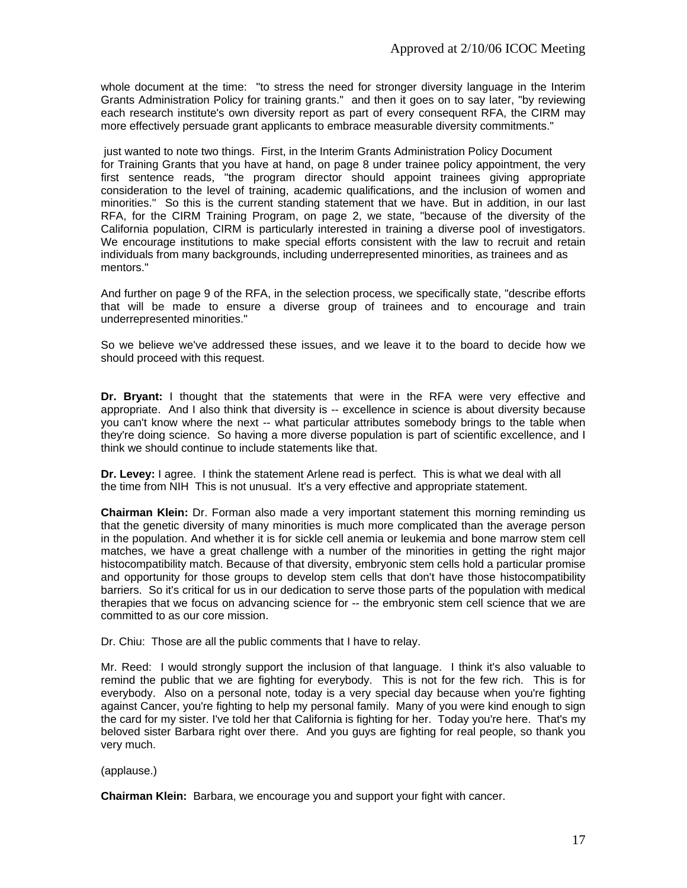whole document at the time: "to stress the need for stronger diversity language in the Interim Grants Administration Policy for training grants." and then it goes on to say later, "by reviewing each research institute's own diversity report as part of every consequent RFA, the CIRM may more effectively persuade grant applicants to embrace measurable diversity commitments."

just wanted to note two things. First, in the Interim Grants Administration Policy Document for Training Grants that you have at hand, on page 8 under trainee policy appointment, the very first sentence reads, "the program director should appoint trainees giving appropriate consideration to the level of training, academic qualifications, and the inclusion of women and minorities." So this is the current standing statement that we have. But in addition, in our last RFA, for the CIRM Training Program, on page 2, we state, "because of the diversity of the California population, CIRM is particularly interested in training a diverse pool of investigators. We encourage institutions to make special efforts consistent with the law to recruit and retain individuals from many backgrounds, including underrepresented minorities, as trainees and as mentors."

And further on page 9 of the RFA, in the selection process, we specifically state, "describe efforts that will be made to ensure a diverse group of trainees and to encourage and train underrepresented minorities."

So we believe we've addressed these issues, and we leave it to the board to decide how we should proceed with this request.

**Dr. Bryant:** I thought that the statements that were in the RFA were very effective and appropriate. And I also think that diversity is -- excellence in science is about diversity because you can't know where the next -- what particular attributes somebody brings to the table when they're doing science. So having a more diverse population is part of scientific excellence, and I think we should continue to include statements like that.

**Dr. Levey:** I agree. I think the statement Arlene read is perfect. This is what we deal with all the time from NIH This is not unusual. It's a very effective and appropriate statement.

**Chairman Klein:** Dr. Forman also made a very important statement this morning reminding us that the genetic diversity of many minorities is much more complicated than the average person in the population. And whether it is for sickle cell anemia or leukemia and bone marrow stem cell matches, we have a great challenge with a number of the minorities in getting the right major histocompatibility match. Because of that diversity, embryonic stem cells hold a particular promise and opportunity for those groups to develop stem cells that don't have those histocompatibility barriers. So it's critical for us in our dedication to serve those parts of the population with medical therapies that we focus on advancing science for -- the embryonic stem cell science that we are committed to as our core mission.

Dr. Chiu: Those are all the public comments that I have to relay.

Mr. Reed: I would strongly support the inclusion of that language. I think it's also valuable to remind the public that we are fighting for everybody. This is not for the few rich. This is for everybody. Also on a personal note, today is a very special day because when you're fighting against Cancer, you're fighting to help my personal family. Many of you were kind enough to sign the card for my sister. I've told her that California is fighting for her. Today you're here. That's my beloved sister Barbara right over there. And you guys are fighting for real people, so thank you very much.

(applause.)

**Chairman Klein:** Barbara, we encourage you and support your fight with cancer.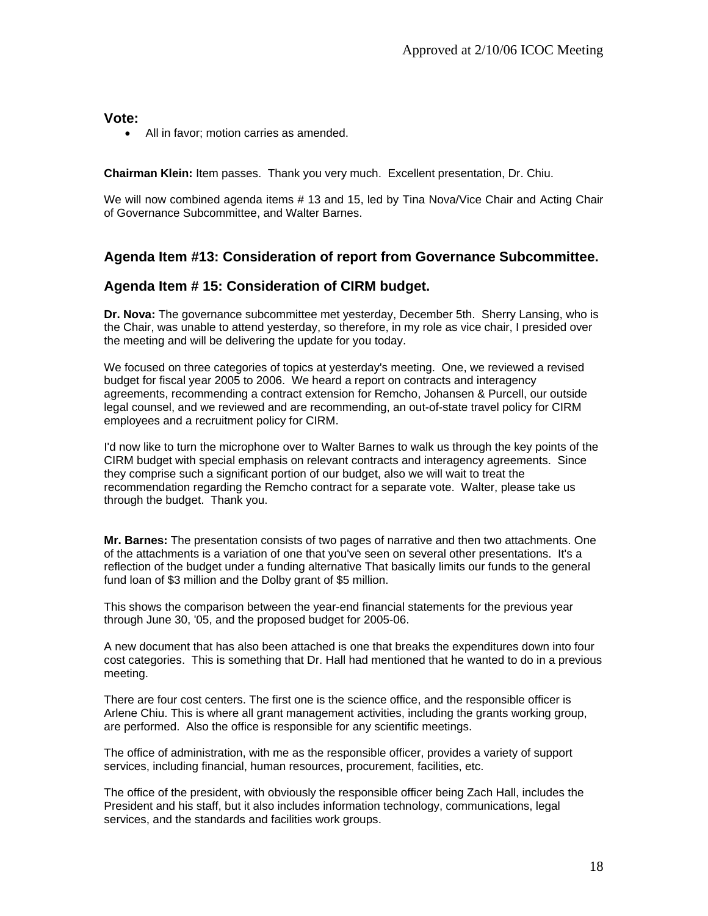**Vote:**

- All in favor; motion carries as amended.

**Chairman Klein:** Item passes. Thank you very much. Excellent presentation, Dr. Chiu.

We will now combined agenda items # 13 and 15, led by Tina Nova/Vice Chair and Acting Chair of Governance Subcommittee, and Walter Barnes.

## Agenda Item #13: Consideration of report from Governance Subcommittee.

## Agenda Item # 15: Consideration of CIRM budget.

**Dr. Nova:** The governance subcommittee met yesterday, December 5th. Sherry Lansing, who is the Chair, was unable to attend yesterday, so therefore, in my role as vice chair, I presided over the meeting and will be delivering the update for you today.

We focused on three categories of topics at yesterday's meeting. One, we reviewed a revised budget for fiscal year 2005 to 2006. We heard a report on contracts and interagency agreements, recommending a contract extension for Remcho, Johansen & Purcell, our outside legal counsel, and we reviewed and are recommending, an out-of-state travel policy for CIRM employees and a recruitment policy for CIRM.

I'd now like to turn the microphone over to Walter Barnes to walk us through the key points of the CIRM budget with special emphasis on relevant contracts and interagency agreements. Since they comprise such a significant portion of our budget, also we will wait to treat the recommendation regarding the Remcho contract for a separate vote. Walter, please take us through the budget. Thank you.

**Mr. Barnes:** The presentation consists of two pages of narrative and then two attachments. One of the attachments is a variation of one that you've seen on several other presentations. It's a reflection of the budget under a funding alternative That basically limits our funds to the general fund loan of $3 million and the Dolby grant of $5 million.

This shows the comparison between the year-end financial statements for the previous year through June 30, '05, and the proposed budget for 2005-06.

A new document that has also been attached is one that breaks the expenditures down into four cost categories. This is something that Dr. Hall had mentioned that he wanted to do in a previous meeting.

There are four cost centers. The first one is the science office, and the responsible officer is Arlene Chiu. This is where all grant management activities, including the grants working group, are performed. Also the office is responsible for any scientific meetings.

The office of administration, with me as the responsible officer, provides a variety of support services, including financial, human resources, procurement, facilities, etc.

The office of the president, with obviously the responsible officer being Zach Hall, includes the President and his staff, but it also includes information technology, communications, legal services, and the standards and facilities work groups.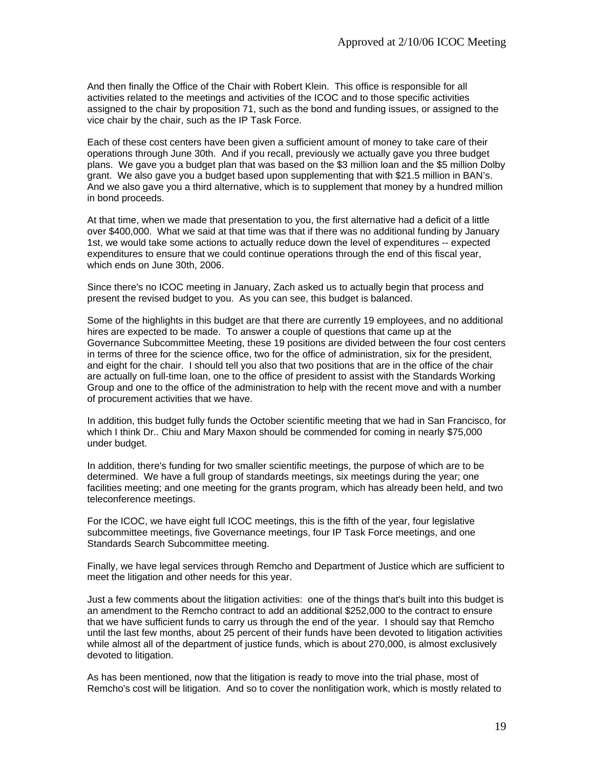And then finally the Office of the Chair with Robert Klein. This office is responsible for all activities related to the meetings and activities of the ICOC and to those specific activities assigned to the chair by proposition 71, such as the bond and funding issues, or assigned to the vice chair by the chair, such as the IP Task Force.

Each of these cost centers have been given a sufficient amount of money to take care of their operations through June 30th. And if you recall, previously we actually gave you three budget plans. We gave you a budget plan that was based on the $3 million loan and the $5 million Dolby grant. We also gave you a budget based upon supplementing that with $21.5 million in BAN's. And we also gave you a third alternative, which is to supplement that money by a hundred million in bond proceeds.

At that time, when we made that presentation to you, the first alternative had a deficit of a little over $400,000. What we said at that time was that if there was no additional funding by January 1st, we would take some actions to actually reduce down the level of expenditures -- expected expenditures to ensure that we could continue operations through the end of this fiscal year, which ends on June 30th, 2006.

Since there's no ICOC meeting in January, Zach asked us to actually begin that process and present the revised budget to you. As you can see, this budget is balanced.

Some of the highlights in this budget are that there are currently 19 employees, and no additional hires are expected to be made. To answer a couple of questions that came up at the Governance Subcommittee Meeting, these 19 positions are divided between the four cost centers in terms of three for the science office, two for the office of administration, six for the president, and eight for the chair. I should tell you also that two positions that are in the office of the chair are actually on full-time loan, one to the office of president to assist with the Standards Working Group and one to the office of the administration to help with the recent move and with a number of procurement activities that we have.

In addition, this budget fully funds the October scientific meeting that we had in San Francisco, for which I think Dr.. Chiu and Mary Maxon should be commended for coming in nearly $75,000 under budget.

In addition, there's funding for two smaller scientific meetings, the purpose of which are to be determined. We have a full group of standards meetings, six meetings during the year; one facilities meeting; and one meeting for the grants program, which has already been held, and two teleconference meetings.

For the ICOC, we have eight full ICOC meetings, this is the fifth of the year, four legislative subcommittee meetings, five Governance meetings, four IP Task Force meetings, and one Standards Search Subcommittee meeting.

Finally, we have legal services through Remcho and Department of Justice which are sufficient to meet the litigation and other needs for this year.

Just a few comments about the litigation activities: one of the things that's built into this budget is an amendment to the Remcho contract to add an additional $252,000 to the contract to ensure that we have sufficient funds to carry us through the end of the year. I should say that Remcho until the last few months, about 25 percent of their funds have been devoted to litigation activities while almost all of the department of justice funds, which is about 270,000, is almost exclusively devoted to litigation.

As has been mentioned, now that the litigation is ready to move into the trial phase, most of Remcho's cost will be litigation. And so to cover the nonlitigation work, which is mostly related to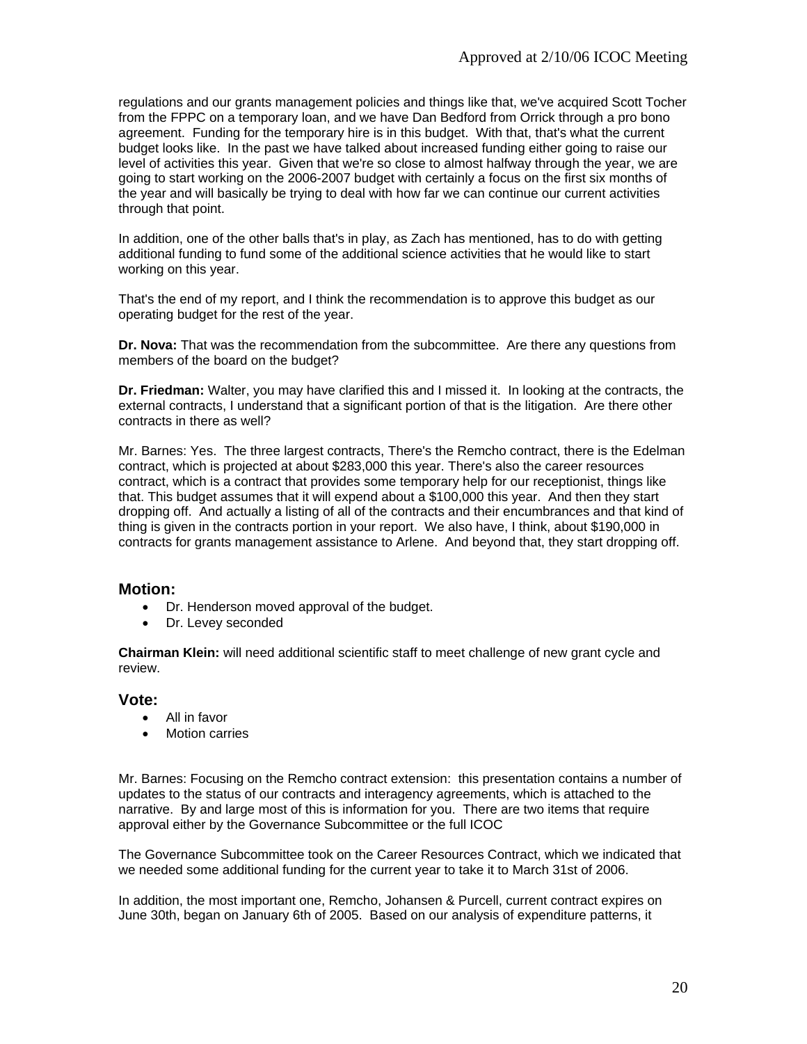regulations and our grants management policies and things like that, we've acquired Scott Tocher from the FPPC on a temporary loan, and we have Dan Bedford from Orrick through a pro bono agreement. Funding for the temporary hire is in this budget. With that, that's what the current budget looks like. In the past we have talked about increased funding either going to raise our level of activities this year. Given that we're so close to almost halfway through the year, we are going to start working on the 2006-2007 budget with certainly a focus on the first six months of the year and will basically be trying to deal with how far we can continue our current activities through that point.

In addition, one of the other balls that's in play, as Zach has mentioned, has to do with getting additional funding to fund some of the additional science activities that he would like to start working on this year.

That's the end of my report, and I think the recommendation is to approve this budget as our operating budget for the rest of the year.

**Dr. Nova:** That was the recommendation from the subcommittee. Are there any questions from members of the board on the budget?

**Dr. Friedman:** Walter, you may have clarified this and I missed it. In looking at the contracts, the external contracts, I understand that a significant portion of that is the litigation. Are there other contracts in there as well?

Mr. Barnes: Yes. The three largest contracts, There's the Remcho contract, there is the Edelman contract, which is projected at about $283,000 this year. There's also the career resources contract, which is a contract that provides some temporary help for our receptionist, things like that. This budget assumes that it will expend about a $100,000 this year. And then they start dropping off. And actually a listing of all of the contracts and their encumbrances and that kind of thing is given in the contracts portion in your report. We also have, I think, about $190,000 in contracts for grants management assistance to Arlene. And beyond that, they start dropping off.

## Motion:

- Dr. Henderson moved approval of the budget.
- Dr. Levey seconded

**Chairman Klein:** will need additional scientific staff to meet challenge of new grant cycle and review.

## Vote:

- All in favor
- Motion carries

Mr. Barnes: Focusing on the Remcho contract extension: this presentation contains a number of updates to the status of our contracts and interagency agreements, which is attached to the narrative. By and large most of this is information for you. There are two items that require approval either by the Governance Subcommittee or the full ICOC

The Governance Subcommittee took on the Career Resources Contract, which we indicated that we needed some additional funding for the current year to take it to March 31st of 2006.

In addition, the most important one, Remcho, Johansen & Purcell, current contract expires on June 30th, began on January 6th of 2005. Based on our analysis of expenditure patterns, it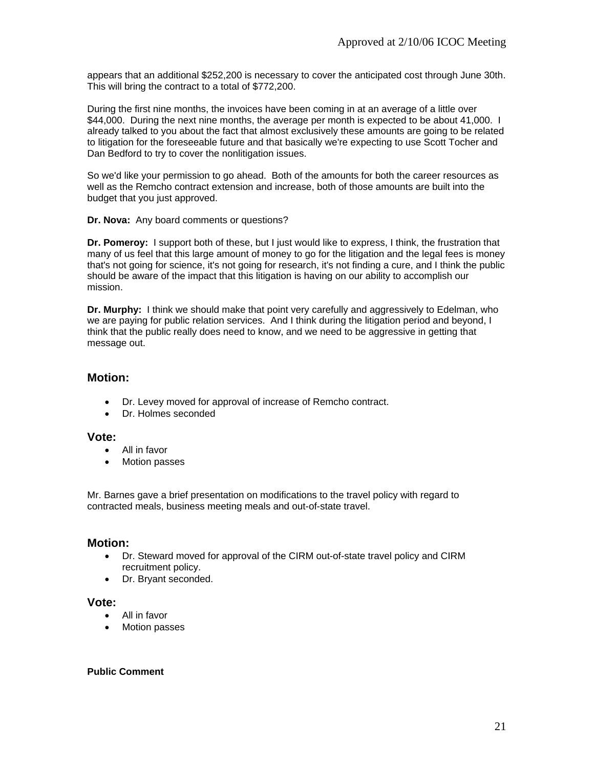appears that an additional $252,200 is necessary to cover the anticipated cost through June 30th. This will bring the contract to a total of $772,200.

During the first nine months, the invoices have been coming in at an average of a little over $44,000. During the next nine months, the average per month is expected to be about 41,000. I already talked to you about the fact that almost exclusively these amounts are going to be related to litigation for the foreseeable future and that basically we're expecting to use Scott Tocher and Dan Bedford to try to cover the nonlitigation issues.

So we'd like your permission to go ahead. Both of the amounts for both the career resources as well as the Remcho contract extension and increase, both of those amounts are built into the budget that you just approved.

**Dr. Nova:** Any board comments or questions?

**Dr. Pomeroy:** I support both of these, but I just would like to express, I think, the frustration that many of us feel that this large amount of money to go for the litigation and the legal fees is money that's not going for science, it's not going for research, it's not finding a cure, and I think the public should be aware of the impact that this litigation is having on our ability to accomplish our mission.

**Dr. Murphy:** I think we should make that point very carefully and aggressively to Edelman, who we are paying for public relation services. And I think during the litigation period and beyond, I think that the public really does need to know, and we need to be aggressive in getting that message out.

## Motion:

- Dr. Levey moved for approval of increase of Remcho contract.
- Dr. Holmes seconded

## Vote:

- All in favor
- Motion passes

Mr. Barnes gave a brief presentation on modifications to the travel policy with regard to contracted meals, business meeting meals and out-of-state travel.

## Motion:

- Dr. Steward moved for approval of the CIRM out-of-state travel policy and CIRM recruitment policy.
- Dr. Bryant seconded.

## Vote:

- All in favor
- Motion passes

**Public Comment**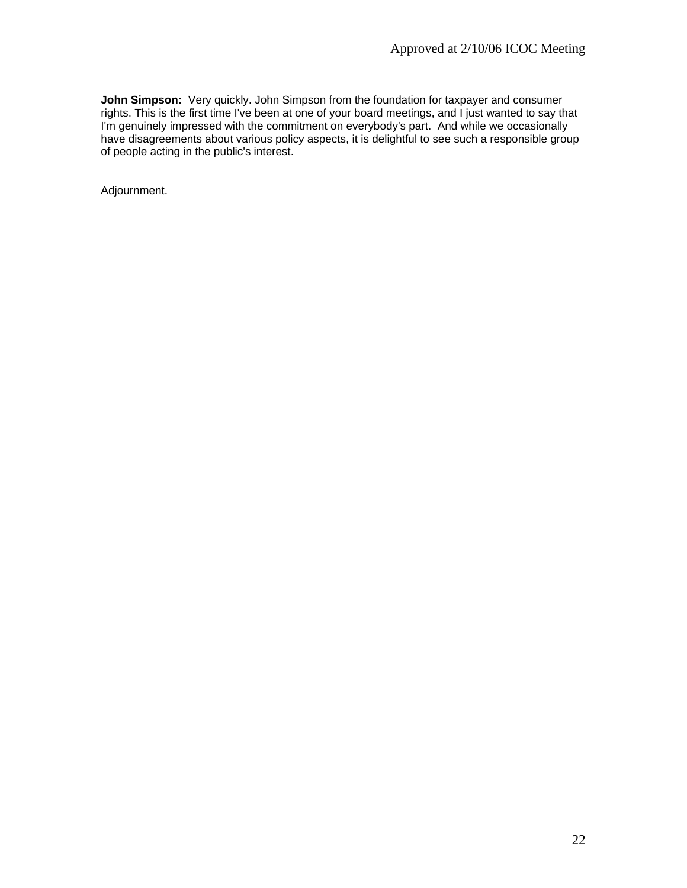**John Simpson:** Very quickly. John Simpson from the foundation for taxpayer and consumer rights. This is the first time I've been at one of your board meetings, and I just wanted to say that I'm genuinely impressed with the commitment on everybody's part. And while we occasionally have disagreements about various policy aspects, it is delightful to see such a responsible group of people acting in the public's interest.

Adjournment.